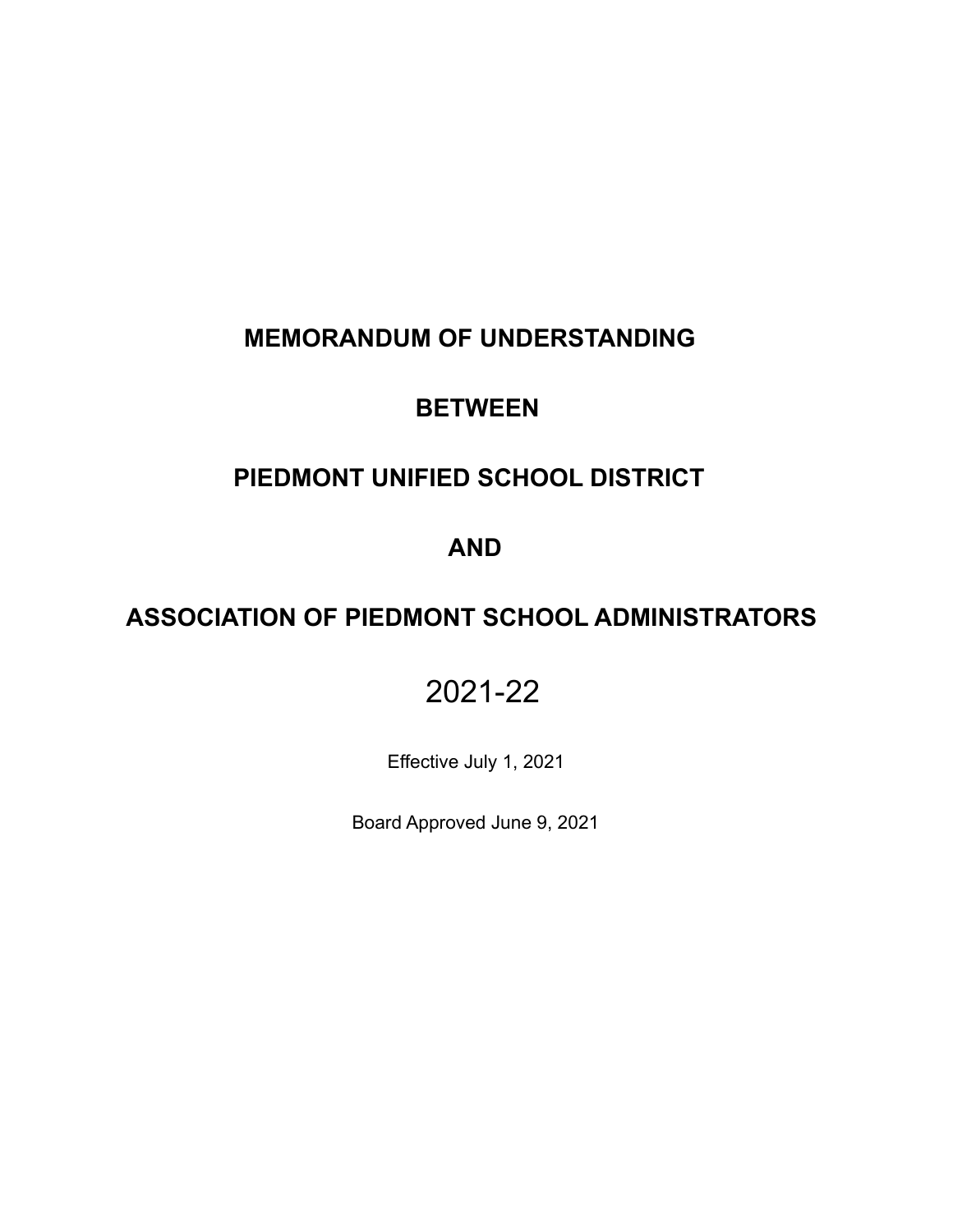# MEMORANDUM OF UNDERSTANDING

# BETWEEN

# PIEDMONT UNIFIED SCHOOL DISTRICT

# AND

# ASSOCIATION OF PIEDMONT SCHOOL ADMINISTRATORS

2021-22

Effective July 1, 2021

Board Approved June 9, 2021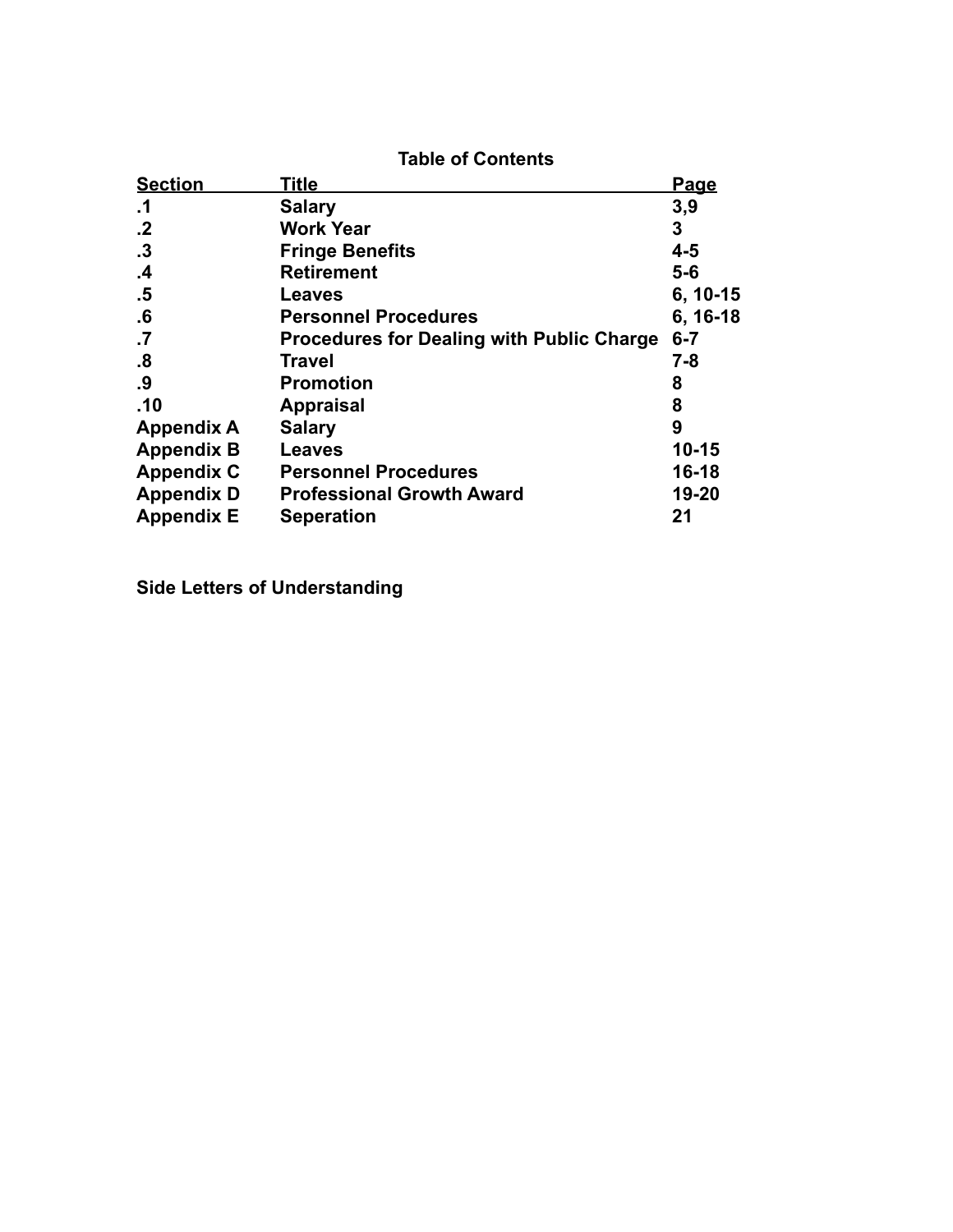## Table of Contents

| Section | Title | Page |
|---|---|---|
| .1 | Salary | 3,9 |
| .2 | Work Year | 3 |
| .3 | Fringe Benefits | 4-5 |
| .4 | Retirement | 5-6 |
| .5 | Leaves | 6, 10-15 |
| .6 | Personnel Procedures | 6, 16-18 |
| .7 | Procedures for Dealing with Public Charge | 6-7 |
| .8 | Travel | 7-8 |
| .9 | Promotion | 8 |
| .10 | Appraisal | 8 |
| Appendix A | Salary | 9 |
| Appendix B | Leaves | 10-15 |
| Appendix C | Personnel Procedures | 16-18 |
| Appendix D | Professional Growth Award | 19-20 |
| Appendix E | Seperation | 21 |

**Side Letters of Understanding**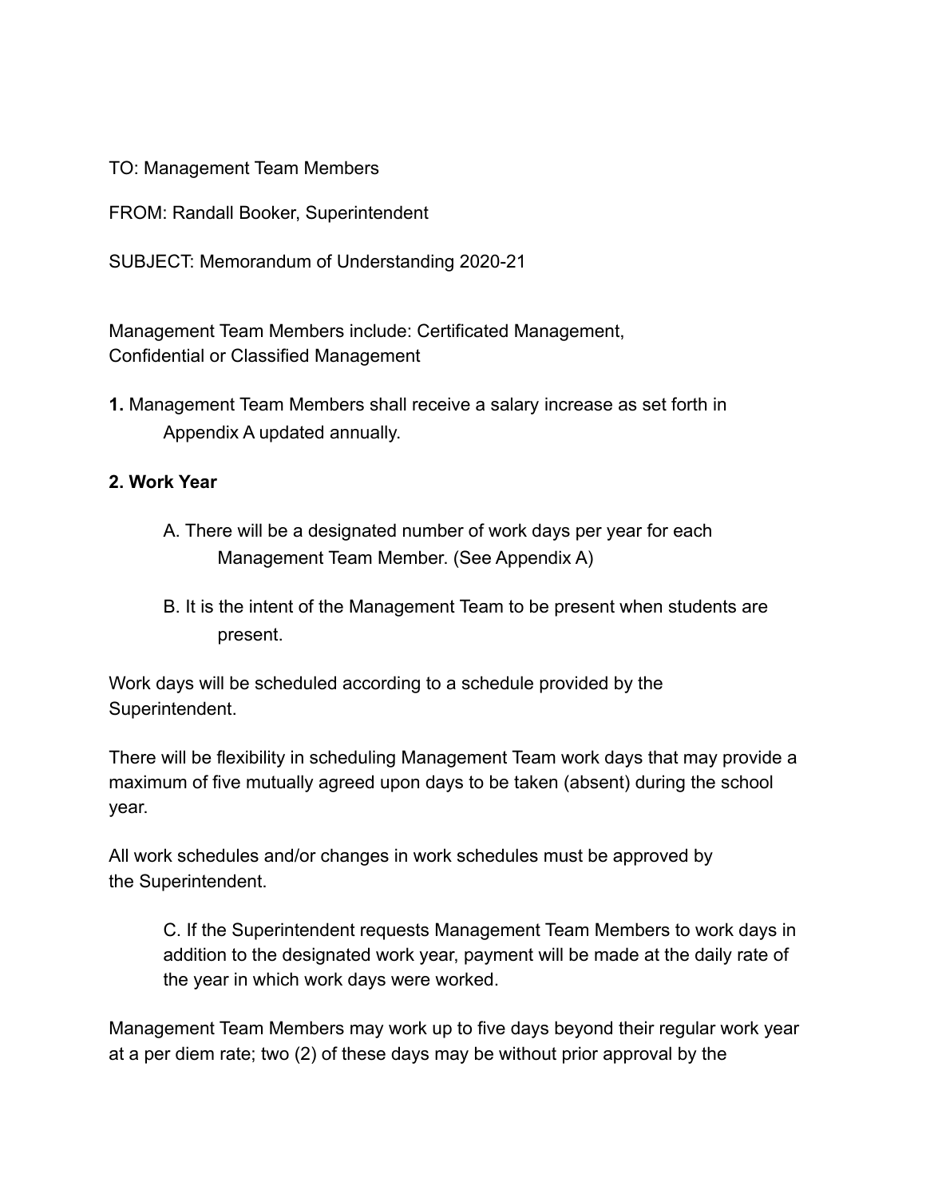TO: Management Team Members

FROM: Randall Booker, Superintendent

SUBJECT: Memorandum of Understanding 2020-21

Management Team Members include: Certificated Management, Confidential or Classified Management

**1.** Management Team Members shall receive a salary increase as set forth in Appendix A updated annually.

**2. Work Year**

A. There will be a designated number of work days per year for each Management Team Member. (See Appendix A)

B. It is the intent of the Management Team to be present when students are present.

Work days will be scheduled according to a schedule provided by the Superintendent.

There will be flexibility in scheduling Management Team work days that may provide a maximum of five mutually agreed upon days to be taken (absent) during the school year.

All work schedules and/or changes in work schedules must be approved by the Superintendent.

C. If the Superintendent requests Management Team Members to work days in addition to the designated work year, payment will be made at the daily rate of the year in which work days were worked.

Management Team Members may work up to five days beyond their regular work year at a per diem rate; two (2) of these days may be without prior approval by the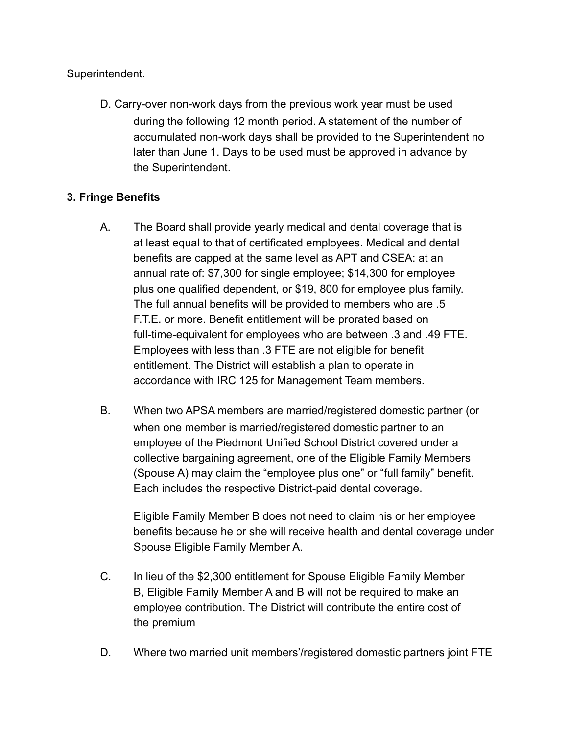Superintendent.

D. Carry-over non-work days from the previous work year must be used during the following 12 month period. A statement of the number of accumulated non-work days shall be provided to the Superintendent no later than June 1. Days to be used must be approved in advance by the Superintendent.

**3. Fringe Benefits**

A. The Board shall provide yearly medical and dental coverage that is at least equal to that of certificated employees. Medical and dental benefits are capped at the same level as APT and CSEA: at an annual rate of: $7,300 for single employee; $14,300 for employee plus one qualified dependent, or $19, 800 for employee plus family. The full annual benefits will be provided to members who are .5 F.T.E. or more. Benefit entitlement will be prorated based on full-time-equivalent for employees who are between .3 and .49 FTE. Employees with less than .3 FTE are not eligible for benefit entitlement. The District will establish a plan to operate in accordance with IRC 125 for Management Team members.

B. When two APSA members are married/registered domestic partner (or when one member is married/registered domestic partner to an employee of the Piedmont Unified School District covered under a collective bargaining agreement, one of the Eligible Family Members (Spouse A) may claim the “employee plus one” or “full family” benefit. Each includes the respective District-paid dental coverage.

Eligible Family Member B does not need to claim his or her employee benefits because he or she will receive health and dental coverage under Spouse Eligible Family Member A.

C. In lieu of the $2,300 entitlement for Spouse Eligible Family Member B, Eligible Family Member A and B will not be required to make an employee contribution. The District will contribute the entire cost of the premium

D. Where two married unit members’/registered domestic partners joint FTE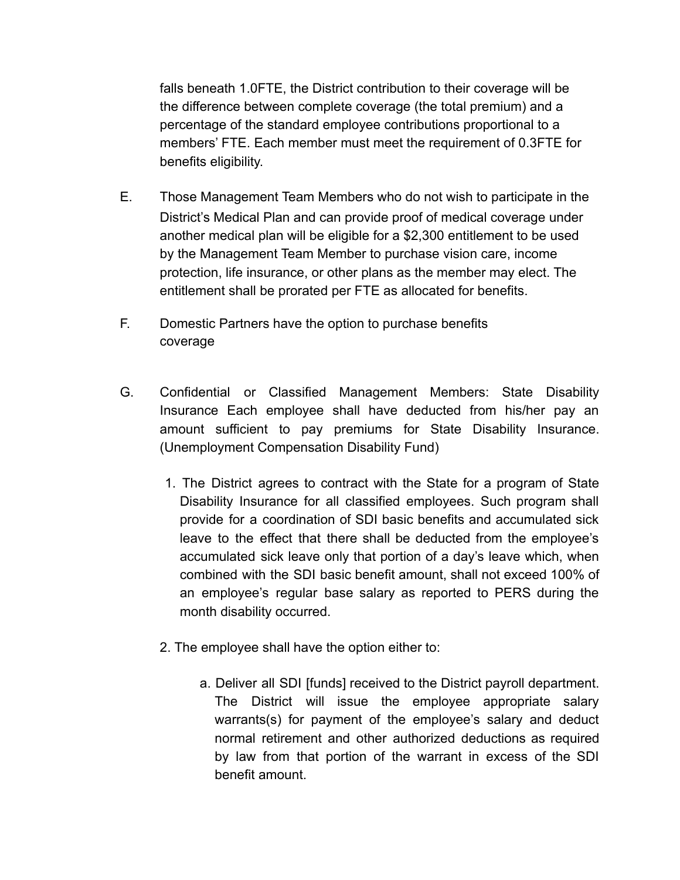falls beneath 1.0FTE, the District contribution to their coverage will be the difference between complete coverage (the total premium) and a percentage of the standard employee contributions proportional to a members' FTE. Each member must meet the requirement of 0.3FTE for benefits eligibility.

E. Those Management Team Members who do not wish to participate in the District's Medical Plan and can provide proof of medical coverage under another medical plan will be eligible for a $2,300 entitlement to be used by the Management Team Member to purchase vision care, income protection, life insurance, or other plans as the member may elect. The entitlement shall be prorated per FTE as allocated for benefits.

F. Domestic Partners have the option to purchase benefits coverage

G. Confidential or Classified Management Members: State Disability Insurance Each employee shall have deducted from his/her pay an amount sufficient to pay premiums for State Disability Insurance. (Unemployment Compensation Disability Fund)

1. The District agrees to contract with the State for a program of State Disability Insurance for all classified employees. Such program shall provide for a coordination of SDI basic benefits and accumulated sick leave to the effect that there shall be deducted from the employee's accumulated sick leave only that portion of a day's leave which, when combined with the SDI basic benefit amount, shall not exceed 100% of an employee's regular base salary as reported to PERS during the month disability occurred.

2. The employee shall have the option either to:

   a. Deliver all SDI [funds] received to the District payroll department. The District will issue the employee appropriate salary warrants(s) for payment of the employee's salary and deduct normal retirement and other authorized deductions as required by law from that portion of the warrant in excess of the SDI benefit amount.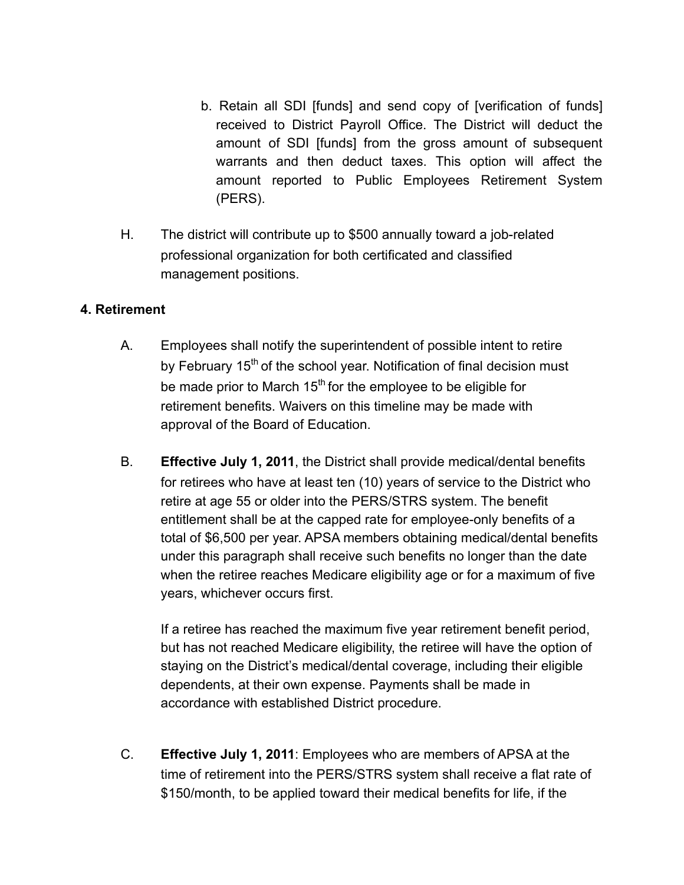b. Retain all SDI [funds] and send copy of [verification of funds] received to District Payroll Office. The District will deduct the amount of SDI [funds] from the gross amount of subsequent warrants and then deduct taxes. This option will affect the amount reported to Public Employees Retirement System (PERS).

H. The district will contribute up to $500 annually toward a job-related professional organization for both certificated and classified management positions.

**4. Retirement**

A. Employees shall notify the superintendent of possible intent to retire by February 15th of the school year. Notification of final decision must be made prior to March 15th for the employee to be eligible for retirement benefits. Waivers on this timeline may be made with approval of the Board of Education.

B. **Effective July 1, 2011**, the District shall provide medical/dental benefits for retirees who have at least ten (10) years of service to the District who retire at age 55 or older into the PERS/STRS system. The benefit entitlement shall be at the capped rate for employee-only benefits of a total of $6,500 per year. APSA members obtaining medical/dental benefits under this paragraph shall receive such benefits no longer than the date when the retiree reaches Medicare eligibility age or for a maximum of five years, whichever occurs first.

If a retiree has reached the maximum five year retirement benefit period, but has not reached Medicare eligibility, the retiree will have the option of staying on the District's medical/dental coverage, including their eligible dependents, at their own expense. Payments shall be made in accordance with established District procedure.

C. **Effective July 1, 2011**: Employees who are members of APSA at the time of retirement into the PERS/STRS system shall receive a flat rate of $150/month, to be applied toward their medical benefits for life, if the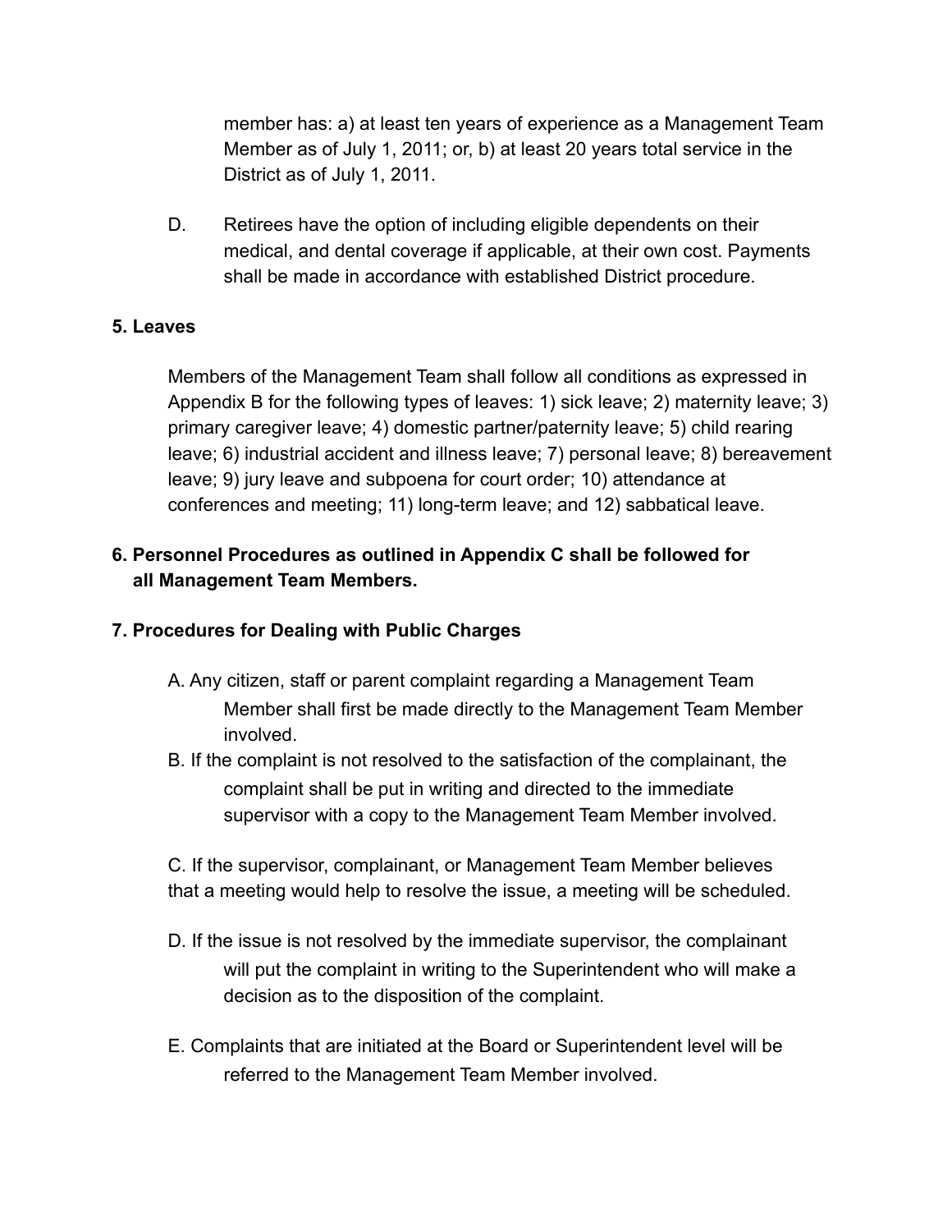member has: a) at least ten years of experience as a Management Team Member as of July 1, 2011; or, b) at least 20 years total service in the District as of July 1, 2011.

D. Retirees have the option of including eligible dependents on their medical, and dental coverage if applicable, at their own cost. Payments shall be made in accordance with established District procedure.

**5. Leaves**

Members of the Management Team shall follow all conditions as expressed in Appendix B for the following types of leaves: 1) sick leave; 2) maternity leave; 3) primary caregiver leave; 4) domestic partner/paternity leave; 5) child rearing leave; 6) industrial accident and illness leave; 7) personal leave; 8) bereavement leave; 9) jury leave and subpoena for court order; 10) attendance at conferences and meeting; 11) long-term leave; and 12) sabbatical leave.

**6. Personnel Procedures as outlined in Appendix C shall be followed for all Management Team Members.**

**7. Procedures for Dealing with Public Charges**

A. Any citizen, staff or parent complaint regarding a Management Team Member shall first be made directly to the Management Team Member involved.

B. If the complaint is not resolved to the satisfaction of the complainant, the complaint shall be put in writing and directed to the immediate supervisor with a copy to the Management Team Member involved.

C. If the supervisor, complainant, or Management Team Member believes that a meeting would help to resolve the issue, a meeting will be scheduled.

D. If the issue is not resolved by the immediate supervisor, the complainant will put the complaint in writing to the Superintendent who will make a decision as to the disposition of the complaint.

E. Complaints that are initiated at the Board or Superintendent level will be referred to the Management Team Member involved.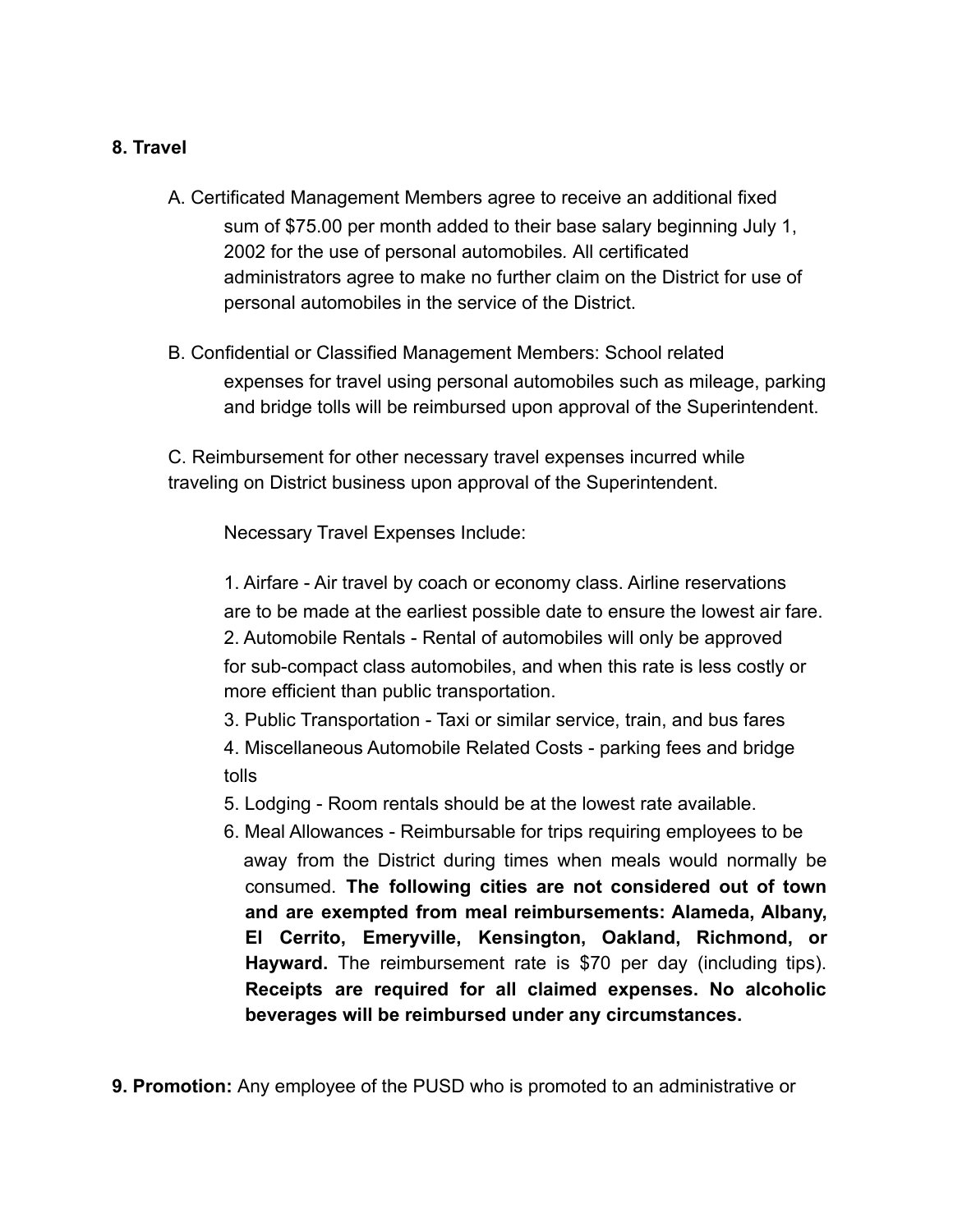**8. Travel**

A. Certificated Management Members agree to receive an additional fixed sum of $75.00 per month added to their base salary beginning July 1, 2002 for the use of personal automobiles. All certificated administrators agree to make no further claim on the District for use of personal automobiles in the service of the District.

B. Confidential or Classified Management Members: School related expenses for travel using personal automobiles such as mileage, parking and bridge tolls will be reimbursed upon approval of the Superintendent.

C. Reimbursement for other necessary travel expenses incurred while traveling on District business upon approval of the Superintendent.

Necessary Travel Expenses Include:

1. Airfare - Air travel by coach or economy class. Airline reservations are to be made at the earliest possible date to ensure the lowest air fare.
2. Automobile Rentals - Rental of automobiles will only be approved for sub-compact class automobiles, and when this rate is less costly or more efficient than public transportation.
3. Public Transportation - Taxi or similar service, train, and bus fares
4. Miscellaneous Automobile Related Costs - parking fees and bridge tolls
5. Lodging - Room rentals should be at the lowest rate available.
6. Meal Allowances - Reimbursable for trips requiring employees to be away from the District during times when meals would normally be consumed. **The following cities are not considered out of town and are exempted from meal reimbursements: Alameda, Albany, El Cerrito, Emeryville, Kensington, Oakland, Richmond, or Hayward.** The reimbursement rate is $70 per day (including tips). **Receipts are required for all claimed expenses. No alcoholic beverages will be reimbursed under any circumstances.**

**9. Promotion:** Any employee of the PUSD who is promoted to an administrative or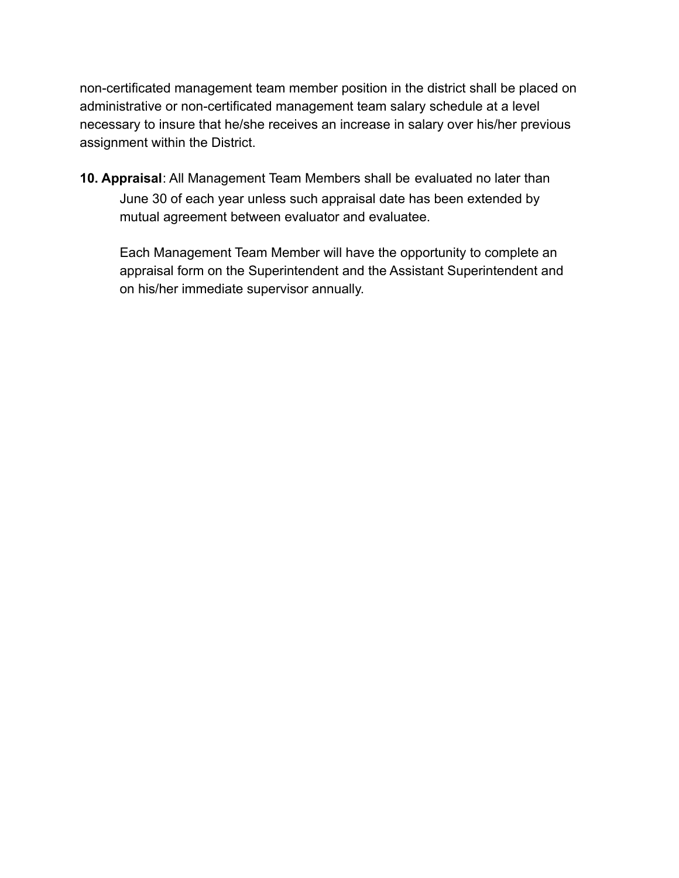non-certificated management team member position in the district shall be placed on administrative or non-certificated management team salary schedule at a level necessary to insure that he/she receives an increase in salary over his/her previous assignment within the District.

**10. Appraisal**: All Management Team Members shall be evaluated no later than June 30 of each year unless such appraisal date has been extended by mutual agreement between evaluator and evaluatee.

Each Management Team Member will have the opportunity to complete an appraisal form on the Superintendent and the Assistant Superintendent and on his/her immediate supervisor annually.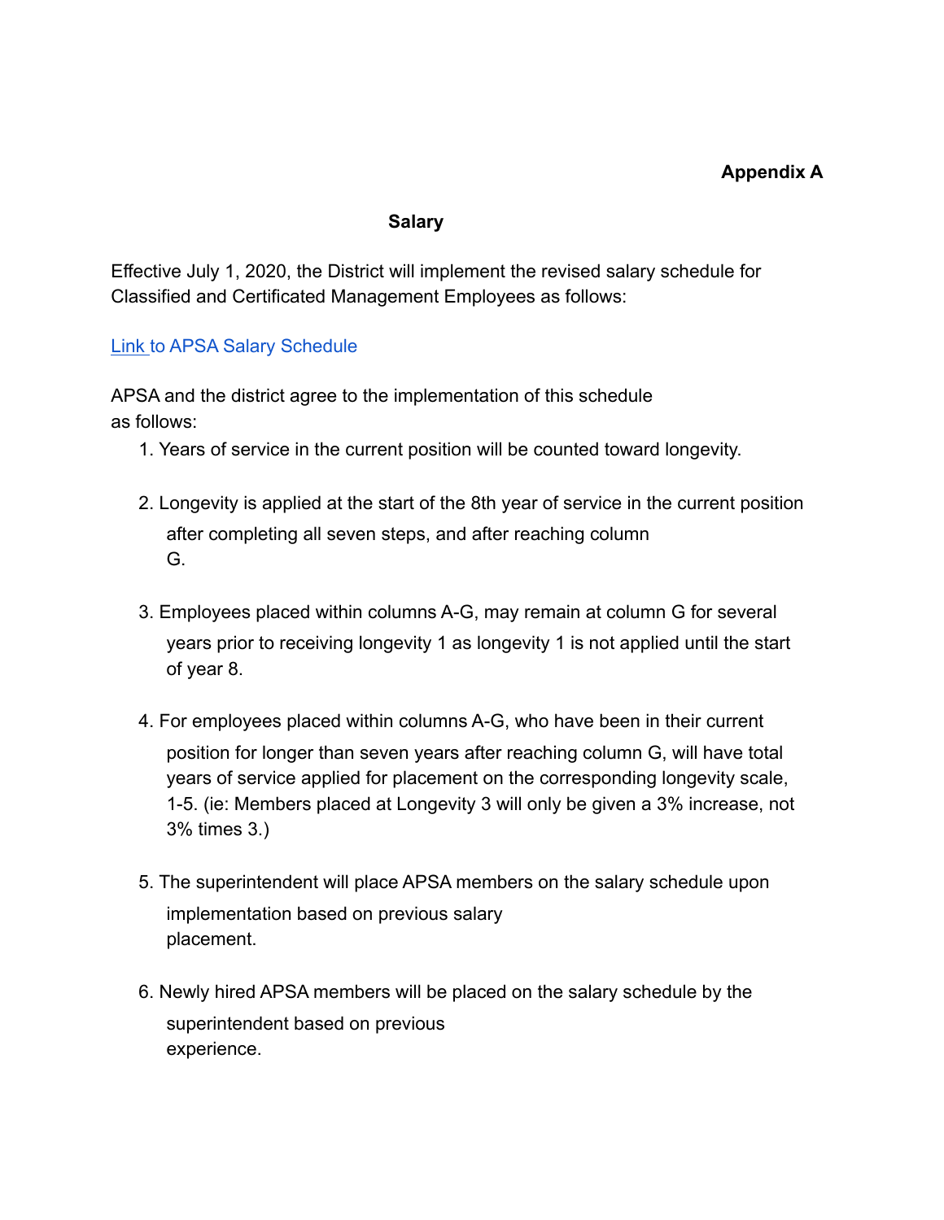**Appendix A**

**Salary**

Effective July 1, 2020, the District will implement the revised salary schedule for Classified and Certificated Management Employees as follows:

Link to APSA Salary Schedule

APSA and the district agree to the implementation of this schedule as follows:

1. Years of service in the current position will be counted toward longevity.

2. Longevity is applied at the start of the 8th year of service in the current position after completing all seven steps, and after reaching column G.

3. Employees placed within columns A-G, may remain at column G for several years prior to receiving longevity 1 as longevity 1 is not applied until the start of year 8.

4. For employees placed within columns A-G, who have been in their current position for longer than seven years after reaching column G, will have total years of service applied for placement on the corresponding longevity scale, 1-5. (ie: Members placed at Longevity 3 will only be given a 3% increase, not 3% times 3.)

5. The superintendent will place APSA members on the salary schedule upon implementation based on previous salary placement.

6. Newly hired APSA members will be placed on the salary schedule by the superintendent based on previous experience.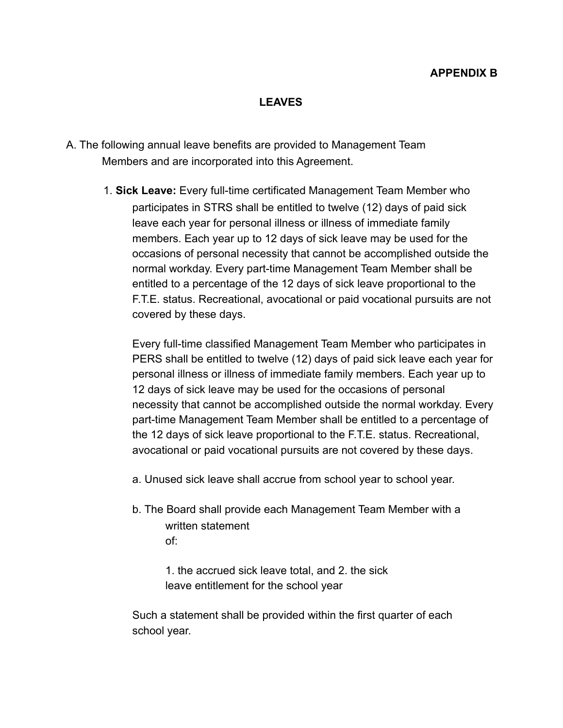**APPENDIX B**

**LEAVES**

A. The following annual leave benefits are provided to Management Team Members and are incorporated into this Agreement.

1. **Sick Leave:** Every full-time certificated Management Team Member who participates in STRS shall be entitled to twelve (12) days of paid sick leave each year for personal illness or illness of immediate family members. Each year up to 12 days of sick leave may be used for the occasions of personal necessity that cannot be accomplished outside the normal workday. Every part-time Management Team Member shall be entitled to a percentage of the 12 days of sick leave proportional to the F.T.E. status. Recreational, avocational or paid vocational pursuits are not covered by these days.

   Every full-time classified Management Team Member who participates in PERS shall be entitled to twelve (12) days of paid sick leave each year for personal illness or illness of immediate family members. Each year up to 12 days of sick leave may be used for the occasions of personal necessity that cannot be accomplished outside the normal workday. Every part-time Management Team Member shall be entitled to a percentage of the 12 days of sick leave proportional to the F.T.E. status. Recreational, avocational or paid vocational pursuits are not covered by these days.

   a. Unused sick leave shall accrue from school year to school year.

   b. The Board shall provide each Management Team Member with a written statement of:

      1. the accrued sick leave total, and 2. the sick leave entitlement for the school year

   Such a statement shall be provided within the first quarter of each school year.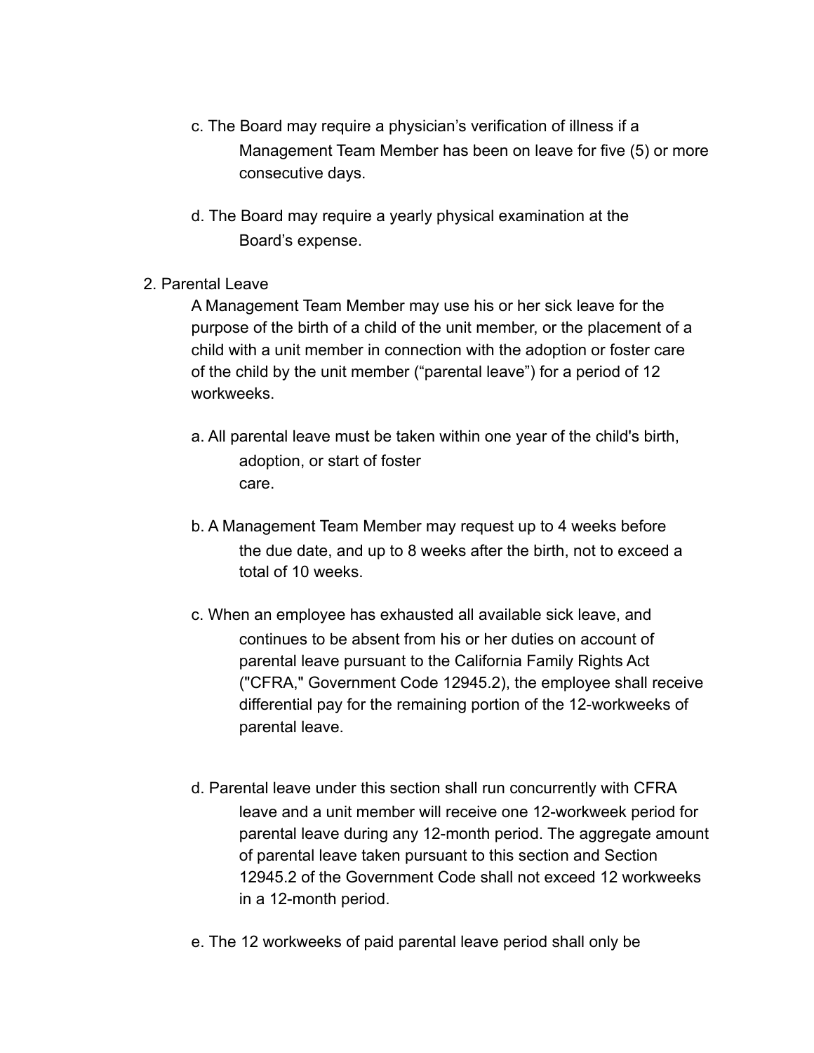c. The Board may require a physician's verification of illness if a Management Team Member has been on leave for five (5) or more consecutive days.

d. The Board may require a yearly physical examination at the Board's expense.

2. Parental Leave

A Management Team Member may use his or her sick leave for the purpose of the birth of a child of the unit member, or the placement of a child with a unit member in connection with the adoption or foster care of the child by the unit member ("parental leave") for a period of 12 workweeks.

a. All parental leave must be taken within one year of the child's birth, adoption, or start of foster care.

b. A Management Team Member may request up to 4 weeks before the due date, and up to 8 weeks after the birth, not to exceed a total of 10 weeks.

c. When an employee has exhausted all available sick leave, and continues to be absent from his or her duties on account of parental leave pursuant to the California Family Rights Act ("CFRA," Government Code 12945.2), the employee shall receive differential pay for the remaining portion of the 12-workweeks of parental leave.

d. Parental leave under this section shall run concurrently with CFRA leave and a unit member will receive one 12-workweek period for parental leave during any 12-month period. The aggregate amount of parental leave taken pursuant to this section and Section 12945.2 of the Government Code shall not exceed 12 workweeks in a 12-month period.

e. The 12 workweeks of paid parental leave period shall only be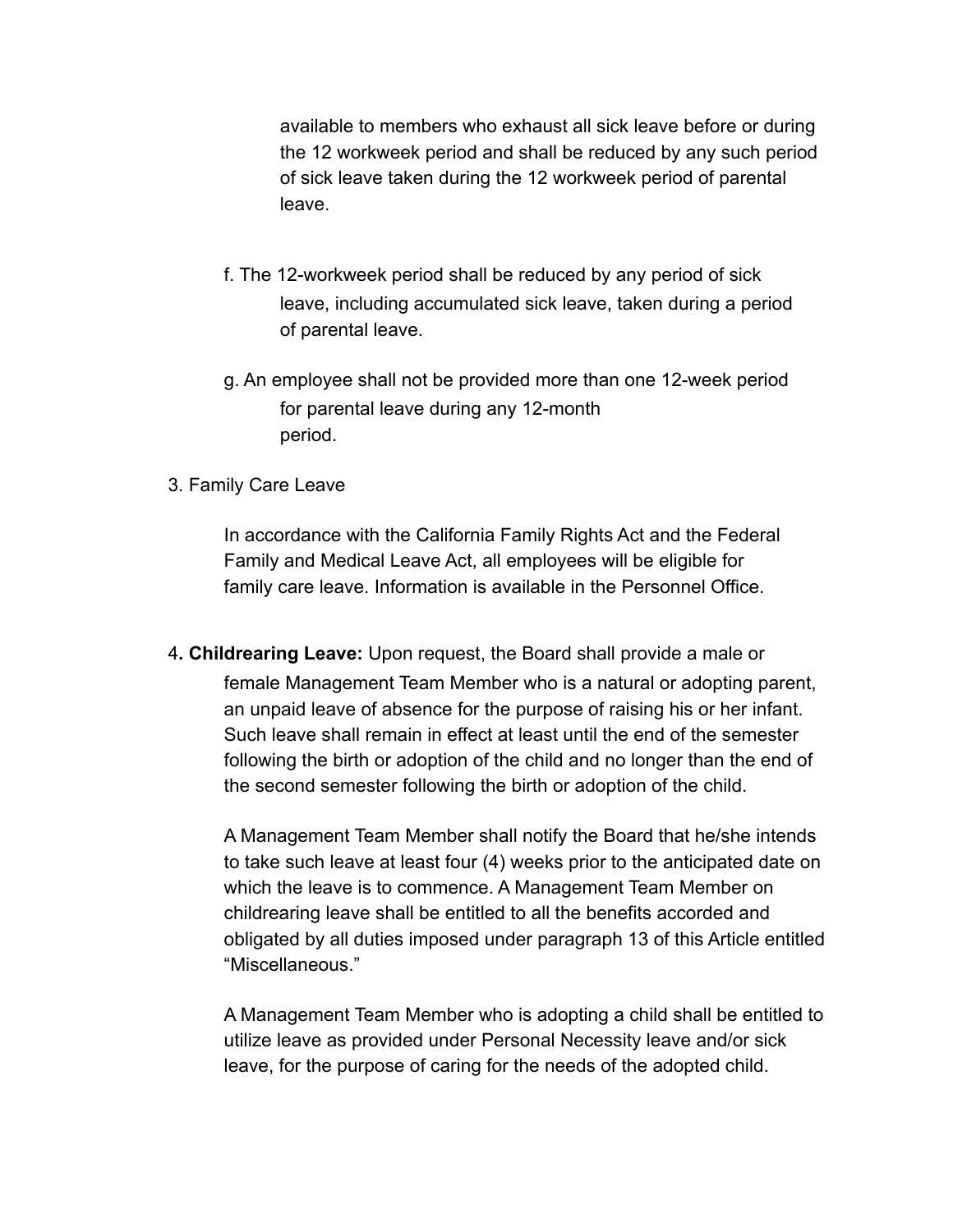available to members who exhaust all sick leave before or during the 12 workweek period and shall be reduced by any such period of sick leave taken during the 12 workweek period of parental leave.

f. The 12-workweek period shall be reduced by any period of sick leave, including accumulated sick leave, taken during a period of parental leave.

g. An employee shall not be provided more than one 12-week period for parental leave during any 12-month period.

3. Family Care Leave

In accordance with the California Family Rights Act and the Federal Family and Medical Leave Act, all employees will be eligible for family care leave. Information is available in the Personnel Office.

4**. Childrearing Leave:** Upon request, the Board shall provide a male or female Management Team Member who is a natural or adopting parent, an unpaid leave of absence for the purpose of raising his or her infant. Such leave shall remain in effect at least until the end of the semester following the birth or adoption of the child and no longer than the end of the second semester following the birth or adoption of the child.

A Management Team Member shall notify the Board that he/she intends to take such leave at least four (4) weeks prior to the anticipated date on which the leave is to commence. A Management Team Member on childrearing leave shall be entitled to all the benefits accorded and obligated by all duties imposed under paragraph 13 of this Article entitled "Miscellaneous."

A Management Team Member who is adopting a child shall be entitled to utilize leave as provided under Personal Necessity leave and/or sick leave, for the purpose of caring for the needs of the adopted child.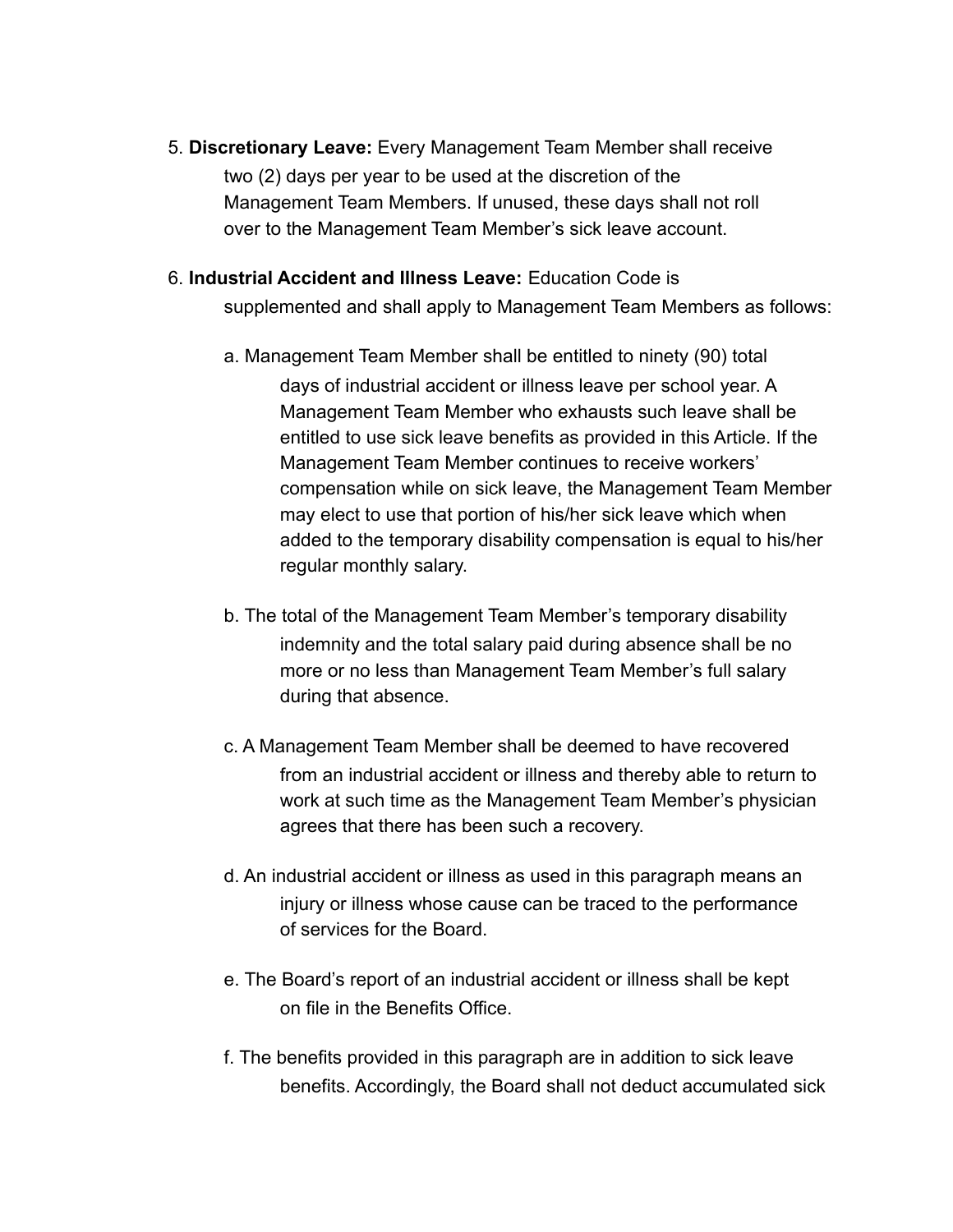5. **Discretionary Leave:** Every Management Team Member shall receive two (2) days per year to be used at the discretion of the Management Team Members. If unused, these days shall not roll over to the Management Team Member's sick leave account.

6. **Industrial Accident and Illness Leave:** Education Code is supplemented and shall apply to Management Team Members as follows:

   a. Management Team Member shall be entitled to ninety (90) total days of industrial accident or illness leave per school year. A Management Team Member who exhausts such leave shall be entitled to use sick leave benefits as provided in this Article. If the Management Team Member continues to receive workers' compensation while on sick leave, the Management Team Member may elect to use that portion of his/her sick leave which when added to the temporary disability compensation is equal to his/her regular monthly salary.

   b. The total of the Management Team Member's temporary disability indemnity and the total salary paid during absence shall be no more or no less than Management Team Member's full salary during that absence.

   c. A Management Team Member shall be deemed to have recovered from an industrial accident or illness and thereby able to return to work at such time as the Management Team Member's physician agrees that there has been such a recovery.

   d. An industrial accident or illness as used in this paragraph means an injury or illness whose cause can be traced to the performance of services for the Board.

   e. The Board's report of an industrial accident or illness shall be kept on file in the Benefits Office.

   f. The benefits provided in this paragraph are in addition to sick leave benefits. Accordingly, the Board shall not deduct accumulated sick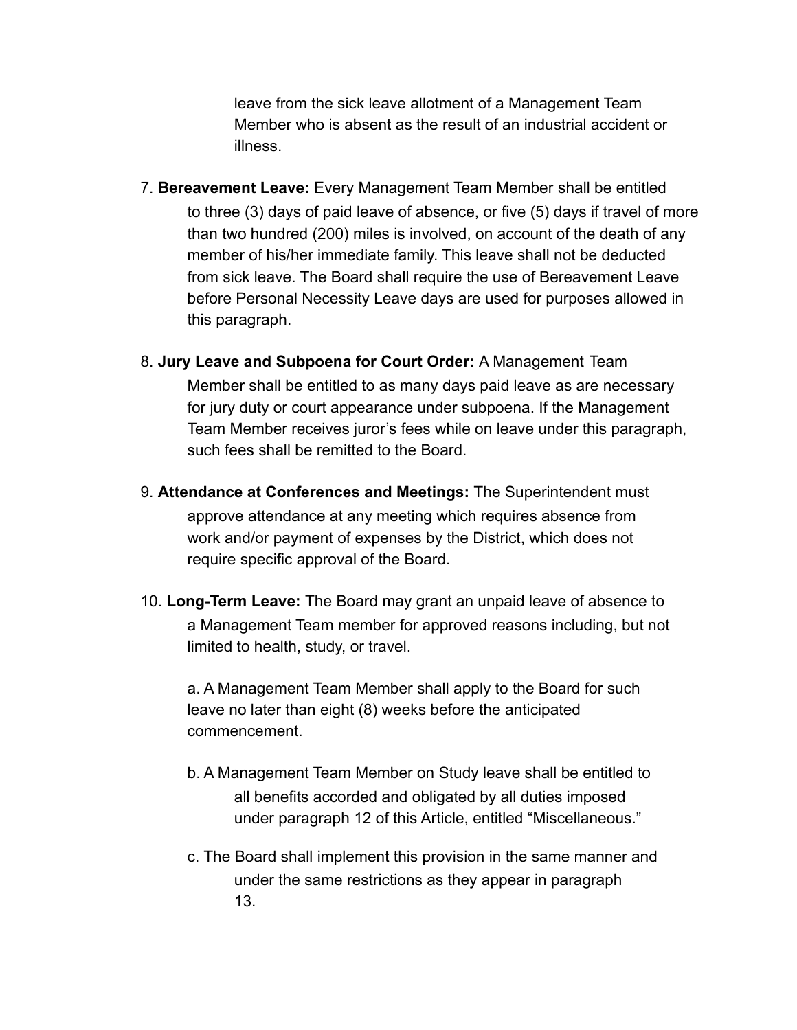leave from the sick leave allotment of a Management Team Member who is absent as the result of an industrial accident or illness.

7. **Bereavement Leave:** Every Management Team Member shall be entitled to three (3) days of paid leave of absence, or five (5) days if travel of more than two hundred (200) miles is involved, on account of the death of any member of his/her immediate family. This leave shall not be deducted from sick leave. The Board shall require the use of Bereavement Leave before Personal Necessity Leave days are used for purposes allowed in this paragraph.

8. **Jury Leave and Subpoena for Court Order:** A Management Team Member shall be entitled to as many days paid leave as are necessary for jury duty or court appearance under subpoena. If the Management Team Member receives juror's fees while on leave under this paragraph, such fees shall be remitted to the Board.

9. **Attendance at Conferences and Meetings:** The Superintendent must approve attendance at any meeting which requires absence from work and/or payment of expenses by the District, which does not require specific approval of the Board.

10. **Long-Term Leave:** The Board may grant an unpaid leave of absence to a Management Team member for approved reasons including, but not limited to health, study, or travel.

    a. A Management Team Member shall apply to the Board for such leave no later than eight (8) weeks before the anticipated commencement.

    b. A Management Team Member on Study leave shall be entitled to all benefits accorded and obligated by all duties imposed under paragraph 12 of this Article, entitled "Miscellaneous."

    c. The Board shall implement this provision in the same manner and under the same restrictions as they appear in paragraph 13.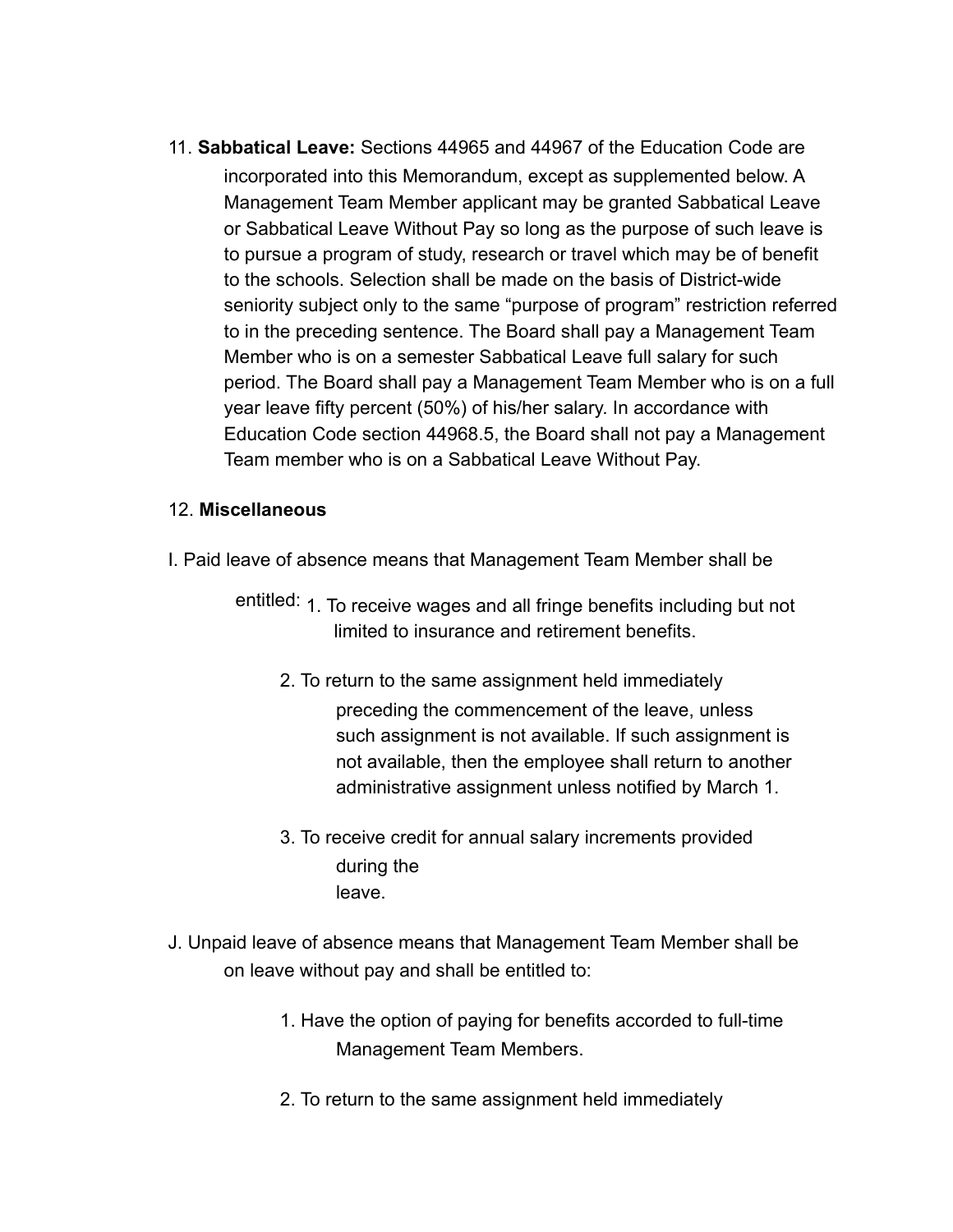11. **Sabbatical Leave:** Sections 44965 and 44967 of the Education Code are incorporated into this Memorandum, except as supplemented below. A Management Team Member applicant may be granted Sabbatical Leave or Sabbatical Leave Without Pay so long as the purpose of such leave is to pursue a program of study, research or travel which may be of benefit to the schools. Selection shall be made on the basis of District-wide seniority subject only to the same "purpose of program" restriction referred to in the preceding sentence. The Board shall pay a Management Team Member who is on a semester Sabbatical Leave full salary for such period. The Board shall pay a Management Team Member who is on a full year leave fifty percent (50%) of his/her salary. In accordance with Education Code section 44968.5, the Board shall not pay a Management Team member who is on a Sabbatical Leave Without Pay.

12. **Miscellaneous**

I. Paid leave of absence means that Management Team Member shall be entitled:

1. To receive wages and all fringe benefits including but not limited to insurance and retirement benefits.
2. To return to the same assignment held immediately preceding the commencement of the leave, unless such assignment is not available. If such assignment is not available, then the employee shall return to another administrative assignment unless notified by March 1.
3. To receive credit for annual salary increments provided during the leave.

J. Unpaid leave of absence means that Management Team Member shall be on leave without pay and shall be entitled to:

1. Have the option of paying for benefits accorded to full-time Management Team Members.
2. To return to the same assignment held immediately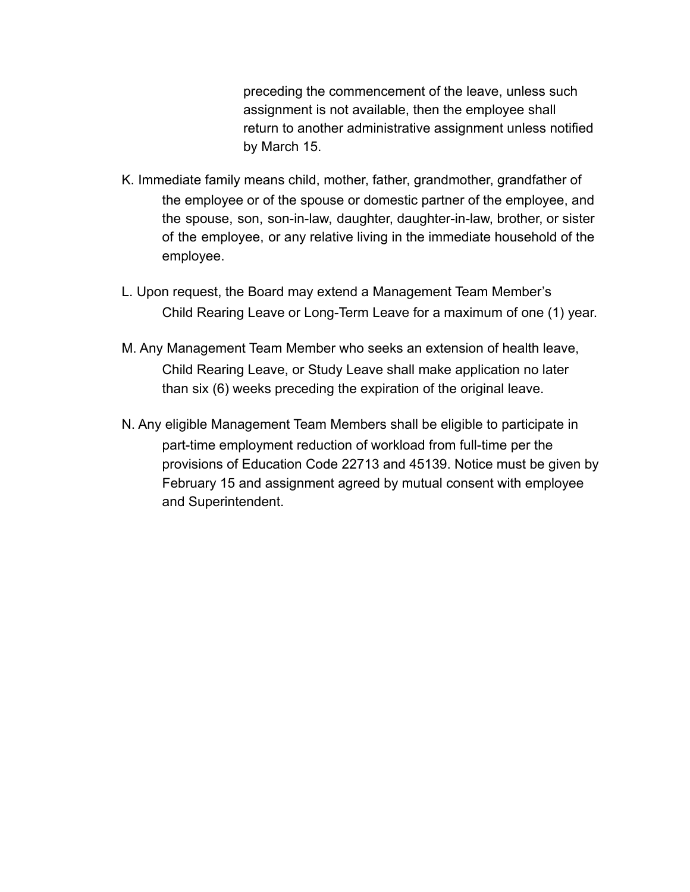preceding the commencement of the leave, unless such assignment is not available, then the employee shall return to another administrative assignment unless notified by March 15.

K. Immediate family means child, mother, father, grandmother, grandfather of the employee or of the spouse or domestic partner of the employee, and the spouse, son, son-in-law, daughter, daughter-in-law, brother, or sister of the employee, or any relative living in the immediate household of the employee.

L. Upon request, the Board may extend a Management Team Member's Child Rearing Leave or Long-Term Leave for a maximum of one (1) year.

M. Any Management Team Member who seeks an extension of health leave, Child Rearing Leave, or Study Leave shall make application no later than six (6) weeks preceding the expiration of the original leave.

N. Any eligible Management Team Members shall be eligible to participate in part-time employment reduction of workload from full-time per the provisions of Education Code 22713 and 45139. Notice must be given by February 15 and assignment agreed by mutual consent with employee and Superintendent.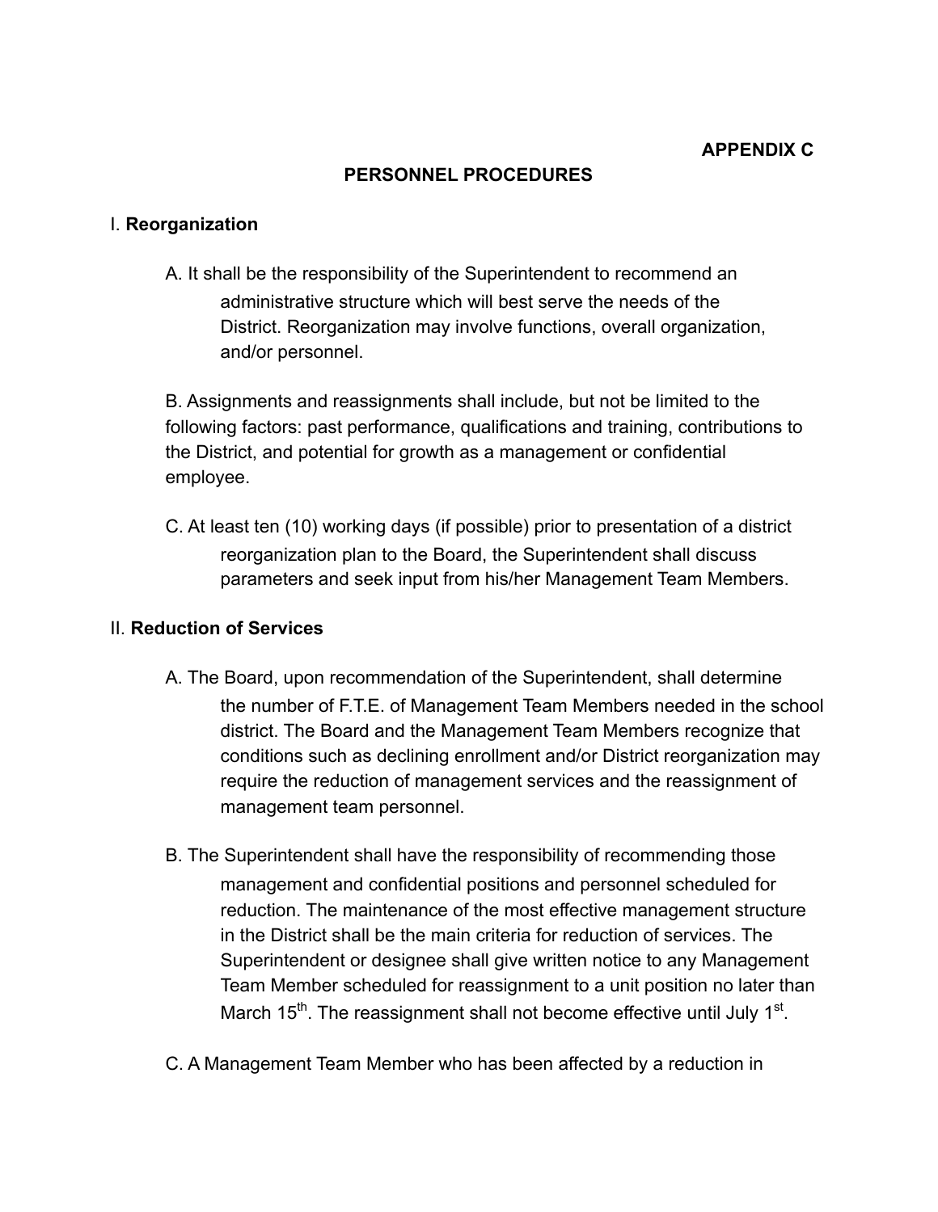**APPENDIX C**

## PERSONNEL PROCEDURES

I. **Reorganization**

A. It shall be the responsibility of the Superintendent to recommend an administrative structure which will best serve the needs of the District. Reorganization may involve functions, overall organization, and/or personnel.

B. Assignments and reassignments shall include, but not be limited to the following factors: past performance, qualifications and training, contributions to the District, and potential for growth as a management or confidential employee.

C. At least ten (10) working days (if possible) prior to presentation of a district reorganization plan to the Board, the Superintendent shall discuss parameters and seek input from his/her Management Team Members.

II. **Reduction of Services**

A. The Board, upon recommendation of the Superintendent, shall determine the number of F.T.E. of Management Team Members needed in the school district. The Board and the Management Team Members recognize that conditions such as declining enrollment and/or District reorganization may require the reduction of management services and the reassignment of management team personnel.

B. The Superintendent shall have the responsibility of recommending those management and confidential positions and personnel scheduled for reduction. The maintenance of the most effective management structure in the District shall be the main criteria for reduction of services. The Superintendent or designee shall give written notice to any Management Team Member scheduled for reassignment to a unit position no later than March 15th. The reassignment shall not become effective until July 1st.

C. A Management Team Member who has been affected by a reduction in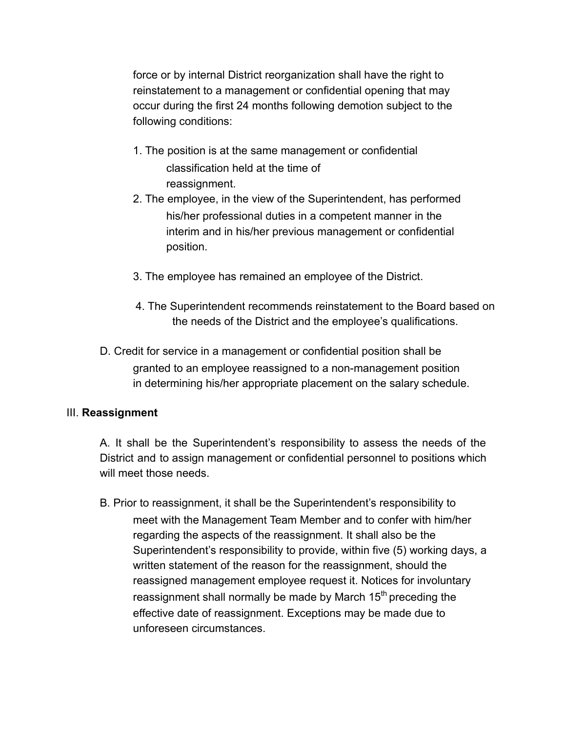force or by internal District reorganization shall have the right to reinstatement to a management or confidential opening that may occur during the first 24 months following demotion subject to the following conditions:

1. The position is at the same management or confidential classification held at the time of reassignment.
2. The employee, in the view of the Superintendent, has performed his/her professional duties in a competent manner in the interim and in his/her previous management or confidential position.
3. The employee has remained an employee of the District.
4. The Superintendent recommends reinstatement to the Board based on the needs of the District and the employee's qualifications.

D. Credit for service in a management or confidential position shall be granted to an employee reassigned to a non-management position in determining his/her appropriate placement on the salary schedule.

III. **Reassignment**

A. It shall be the Superintendent's responsibility to assess the needs of the District and to assign management or confidential personnel to positions which will meet those needs.

B. Prior to reassignment, it shall be the Superintendent's responsibility to meet with the Management Team Member and to confer with him/her regarding the aspects of the reassignment. It shall also be the Superintendent's responsibility to provide, within five (5) working days, a written statement of the reason for the reassignment, should the reassigned management employee request it. Notices for involuntary reassignment shall normally be made by March 15th preceding the effective date of reassignment. Exceptions may be made due to unforeseen circumstances.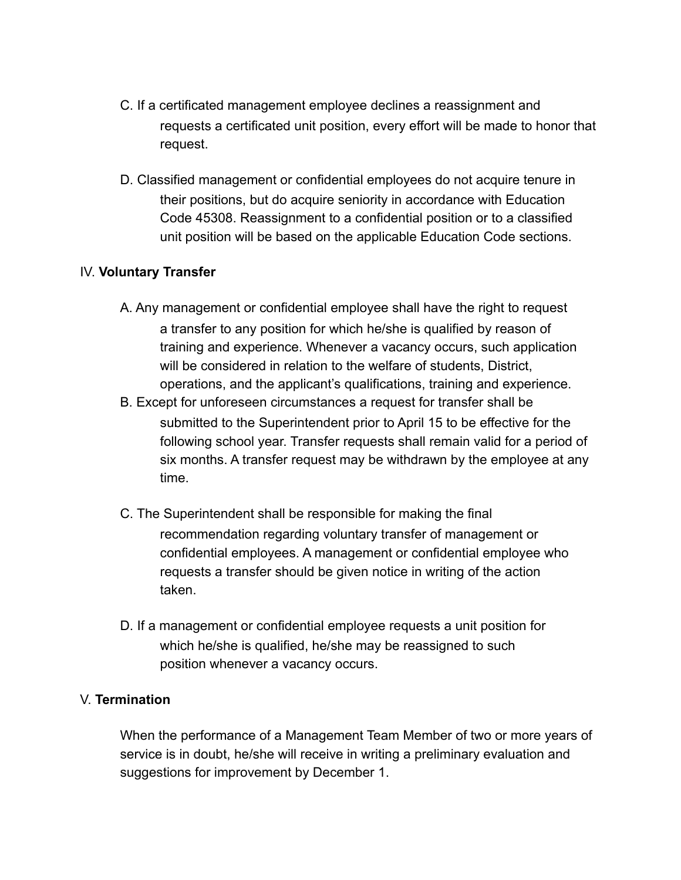C. If a certificated management employee declines a reassignment and requests a certificated unit position, every effort will be made to honor that request.

D. Classified management or confidential employees do not acquire tenure in their positions, but do acquire seniority in accordance with Education Code 45308. Reassignment to a confidential position or to a classified unit position will be based on the applicable Education Code sections.

IV. **Voluntary Transfer**

A. Any management or confidential employee shall have the right to request a transfer to any position for which he/she is qualified by reason of training and experience. Whenever a vacancy occurs, such application will be considered in relation to the welfare of students, District, operations, and the applicant's qualifications, training and experience.

B. Except for unforeseen circumstances a request for transfer shall be submitted to the Superintendent prior to April 15 to be effective for the following school year. Transfer requests shall remain valid for a period of six months. A transfer request may be withdrawn by the employee at any time.

C. The Superintendent shall be responsible for making the final recommendation regarding voluntary transfer of management or confidential employees. A management or confidential employee who requests a transfer should be given notice in writing of the action taken.

D. If a management or confidential employee requests a unit position for which he/she is qualified, he/she may be reassigned to such position whenever a vacancy occurs.

V. **Termination**

When the performance of a Management Team Member of two or more years of service is in doubt, he/she will receive in writing a preliminary evaluation and suggestions for improvement by December 1.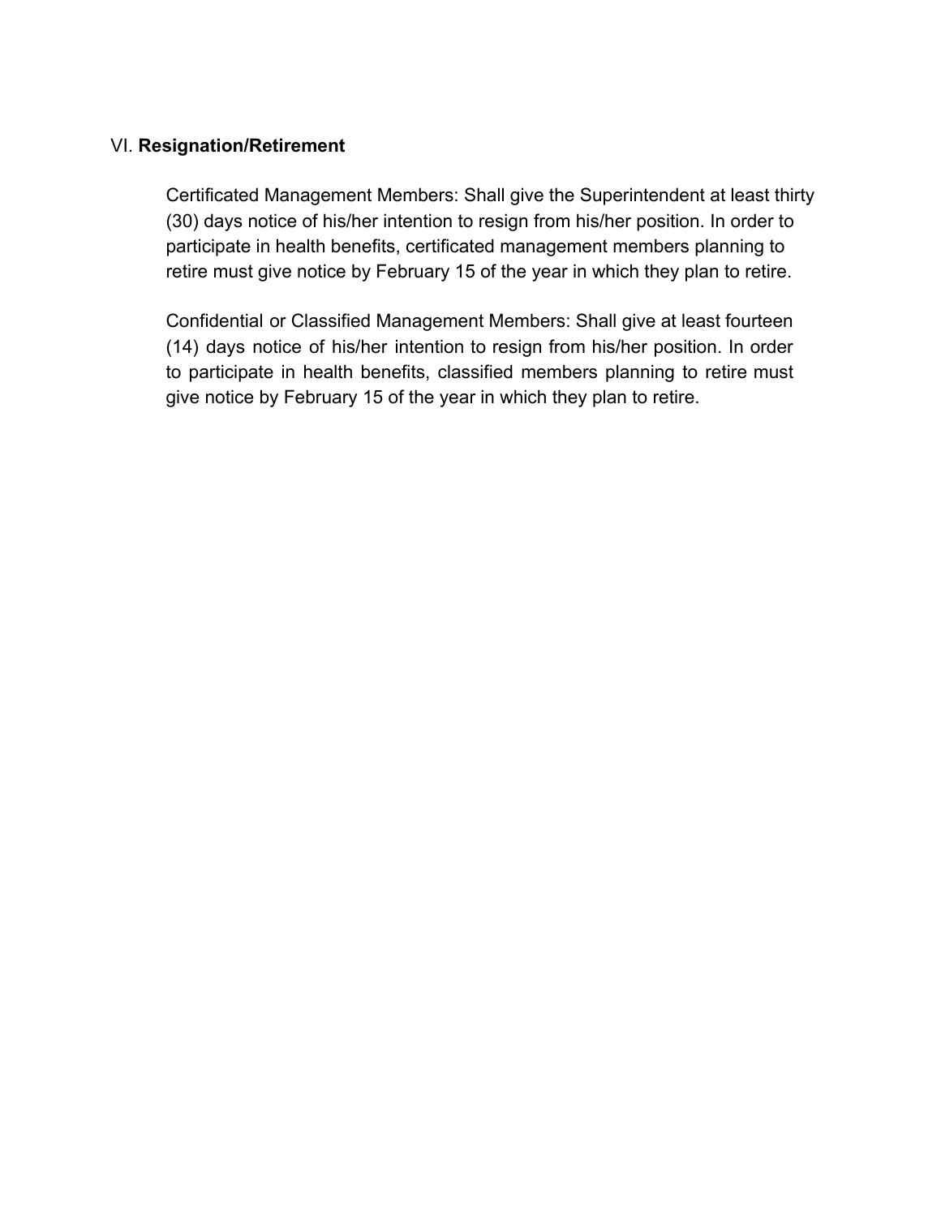## VI. **Resignation/Retirement**

Certificated Management Members: Shall give the Superintendent at least thirty (30) days notice of his/her intention to resign from his/her position. In order to participate in health benefits, certificated management members planning to retire must give notice by February 15 of the year in which they plan to retire.

Confidential or Classified Management Members: Shall give at least fourteen (14) days notice of his/her intention to resign from his/her position. In order to participate in health benefits, classified members planning to retire must give notice by February 15 of the year in which they plan to retire.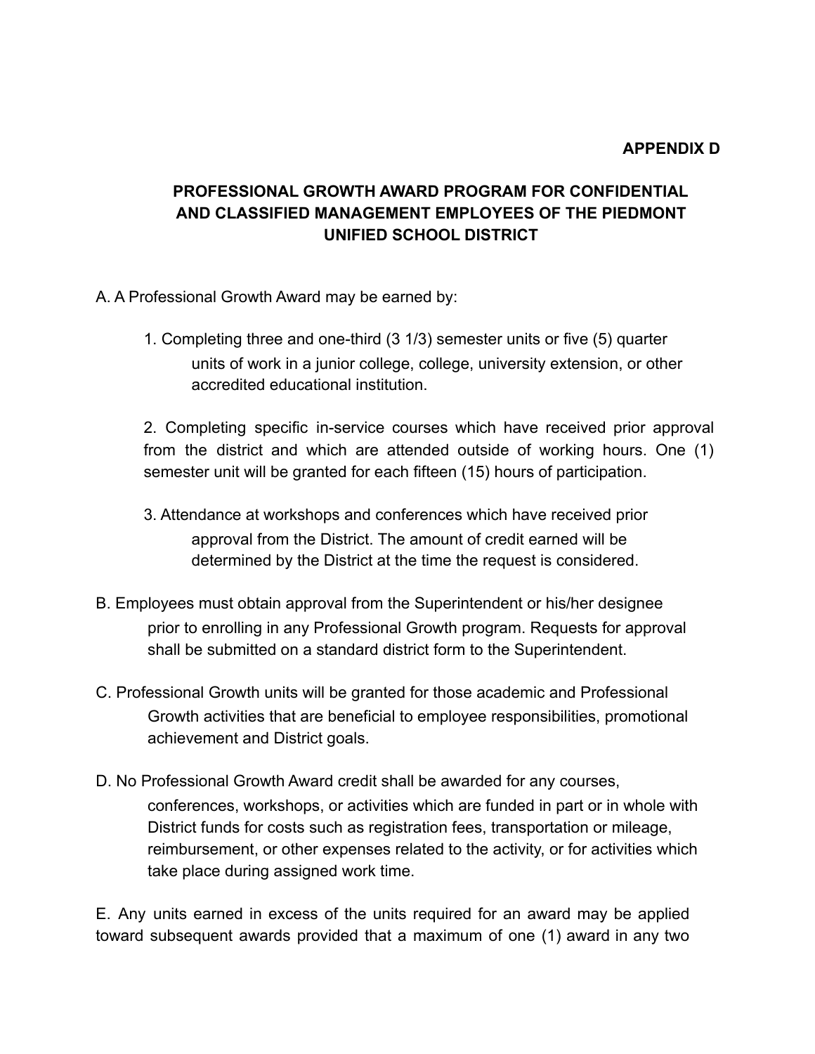**APPENDIX D**

## PROFESSIONAL GROWTH AWARD PROGRAM FOR CONFIDENTIAL AND CLASSIFIED MANAGEMENT EMPLOYEES OF THE PIEDMONT UNIFIED SCHOOL DISTRICT

A. A Professional Growth Award may be earned by:

1. Completing three and one-third (3 1/3) semester units or five (5) quarter units of work in a junior college, college, university extension, or other accredited educational institution.

2. Completing specific in-service courses which have received prior approval from the district and which are attended outside of working hours. One (1) semester unit will be granted for each fifteen (15) hours of participation.

3. Attendance at workshops and conferences which have received prior approval from the District. The amount of credit earned will be determined by the District at the time the request is considered.

B. Employees must obtain approval from the Superintendent or his/her designee prior to enrolling in any Professional Growth program. Requests for approval shall be submitted on a standard district form to the Superintendent.

C. Professional Growth units will be granted for those academic and Professional Growth activities that are beneficial to employee responsibilities, promotional achievement and District goals.

D. No Professional Growth Award credit shall be awarded for any courses, conferences, workshops, or activities which are funded in part or in whole with District funds for costs such as registration fees, transportation or mileage, reimbursement, or other expenses related to the activity, or for activities which take place during assigned work time.

E. Any units earned in excess of the units required for an award may be applied toward subsequent awards provided that a maximum of one (1) award in any two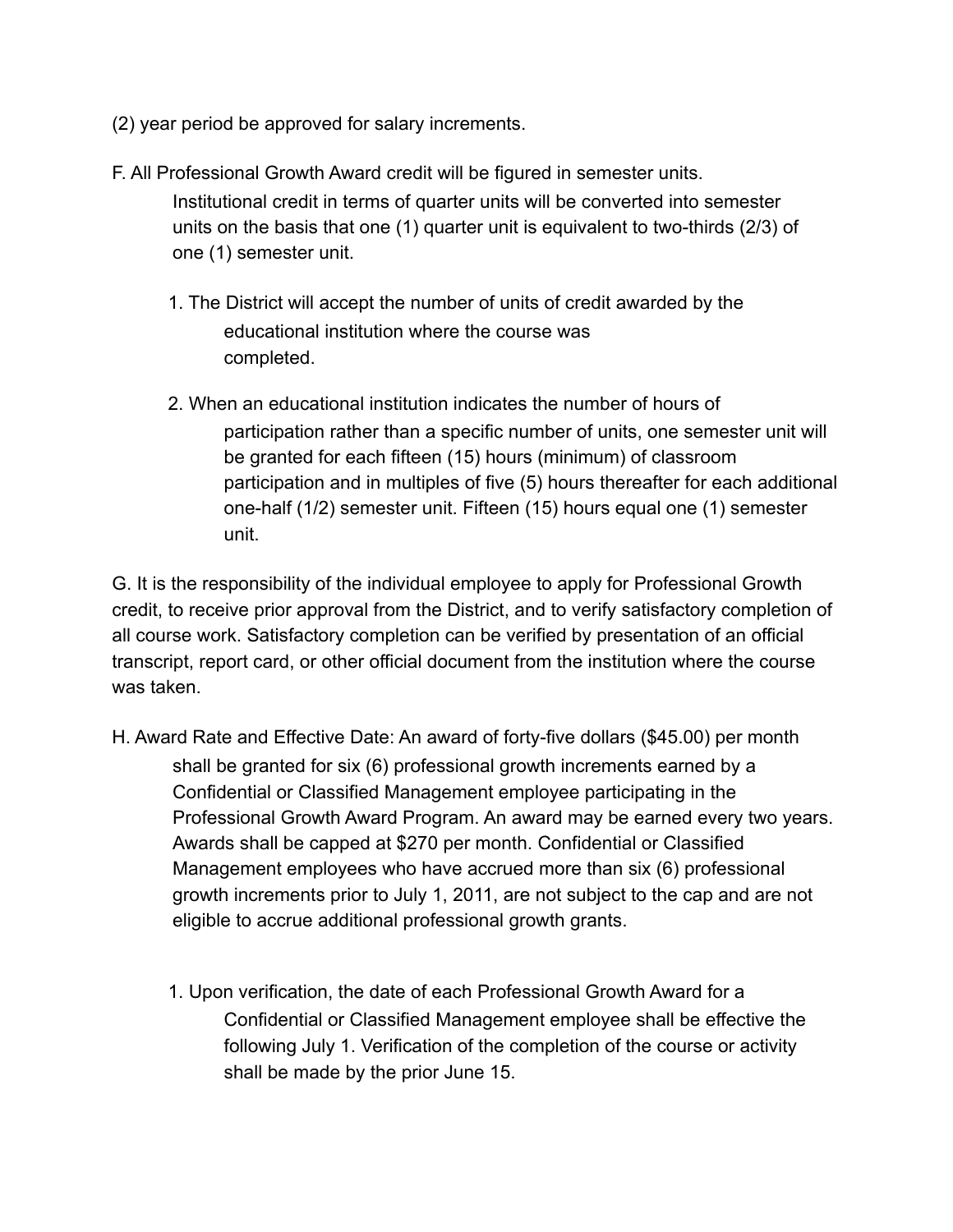(2) year period be approved for salary increments.

F. All Professional Growth Award credit will be figured in semester units. Institutional credit in terms of quarter units will be converted into semester units on the basis that one (1) quarter unit is equivalent to two-thirds (2/3) of one (1) semester unit.

1. The District will accept the number of units of credit awarded by the educational institution where the course was completed.

2. When an educational institution indicates the number of hours of participation rather than a specific number of units, one semester unit will be granted for each fifteen (15) hours (minimum) of classroom participation and in multiples of five (5) hours thereafter for each additional one-half (1/2) semester unit. Fifteen (15) hours equal one (1) semester unit.

G. It is the responsibility of the individual employee to apply for Professional Growth credit, to receive prior approval from the District, and to verify satisfactory completion of all course work. Satisfactory completion can be verified by presentation of an official transcript, report card, or other official document from the institution where the course was taken.

H. Award Rate and Effective Date: An award of forty-five dollars ($45.00) per month shall be granted for six (6) professional growth increments earned by a Confidential or Classified Management employee participating in the Professional Growth Award Program. An award may be earned every two years. Awards shall be capped at $270 per month. Confidential or Classified Management employees who have accrued more than six (6) professional growth increments prior to July 1, 2011, are not subject to the cap and are not eligible to accrue additional professional growth grants.

1. Upon verification, the date of each Professional Growth Award for a Confidential or Classified Management employee shall be effective the following July 1. Verification of the completion of the course or activity shall be made by the prior June 15.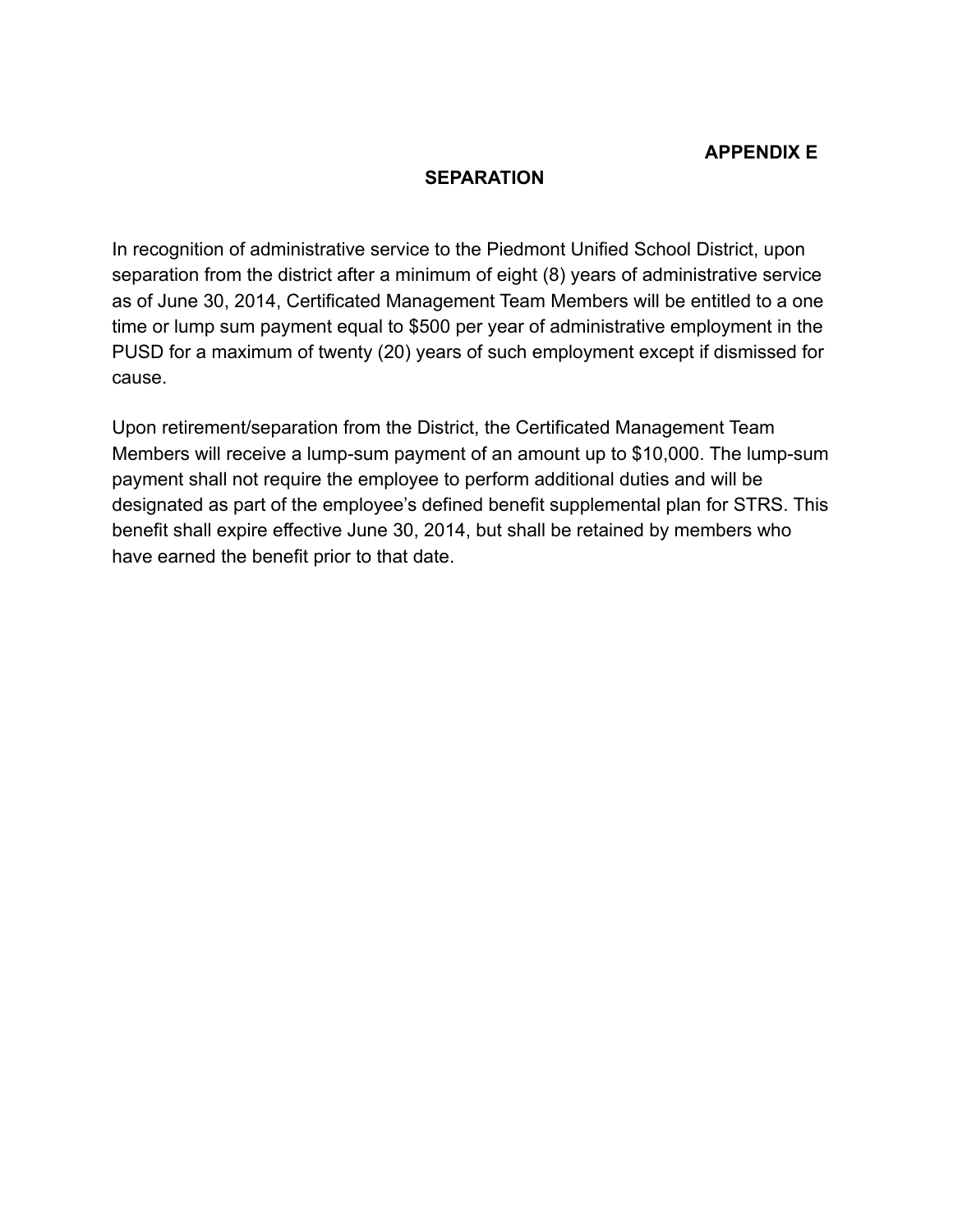**APPENDIX E**

## SEPARATION

In recognition of administrative service to the Piedmont Unified School District, upon separation from the district after a minimum of eight (8) years of administrative service as of June 30, 2014, Certificated Management Team Members will be entitled to a one time or lump sum payment equal to $500 per year of administrative employment in the PUSD for a maximum of twenty (20) years of such employment except if dismissed for cause.

Upon retirement/separation from the District, the Certificated Management Team Members will receive a lump-sum payment of an amount up to $10,000. The lump-sum payment shall not require the employee to perform additional duties and will be designated as part of the employee's defined benefit supplemental plan for STRS. This benefit shall expire effective June 30, 2014, but shall be retained by members who have earned the benefit prior to that date.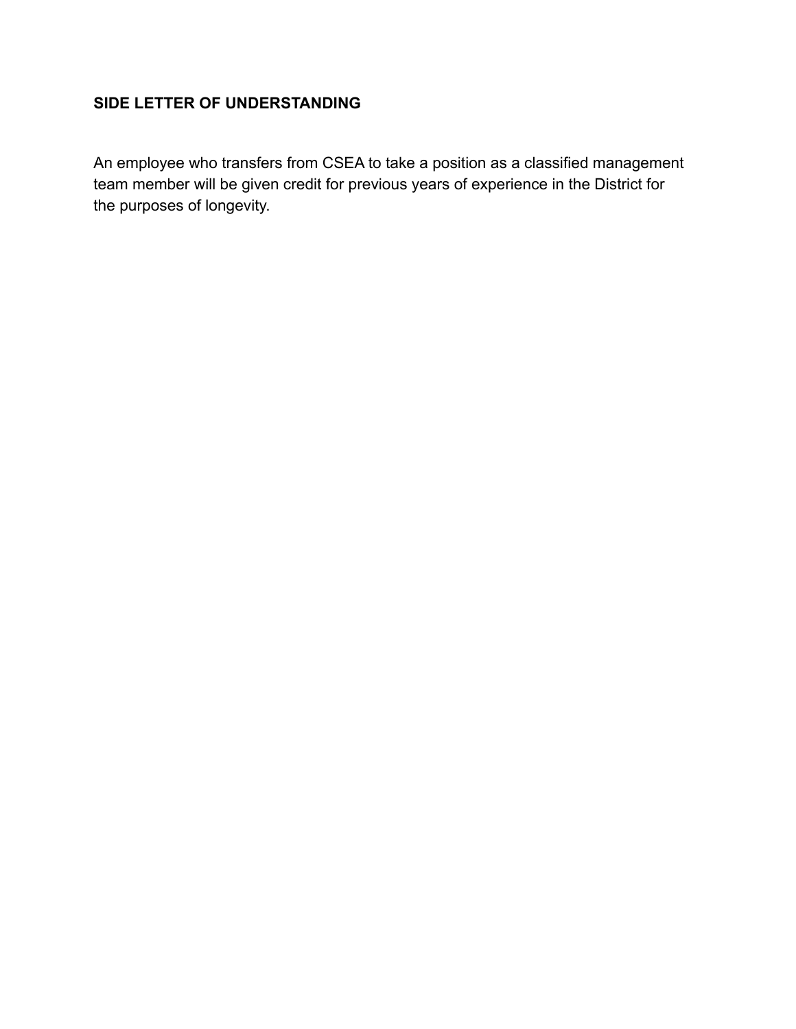**SIDE LETTER OF UNDERSTANDING**

An employee who transfers from CSEA to take a position as a classified management team member will be given credit for previous years of experience in the District for the purposes of longevity.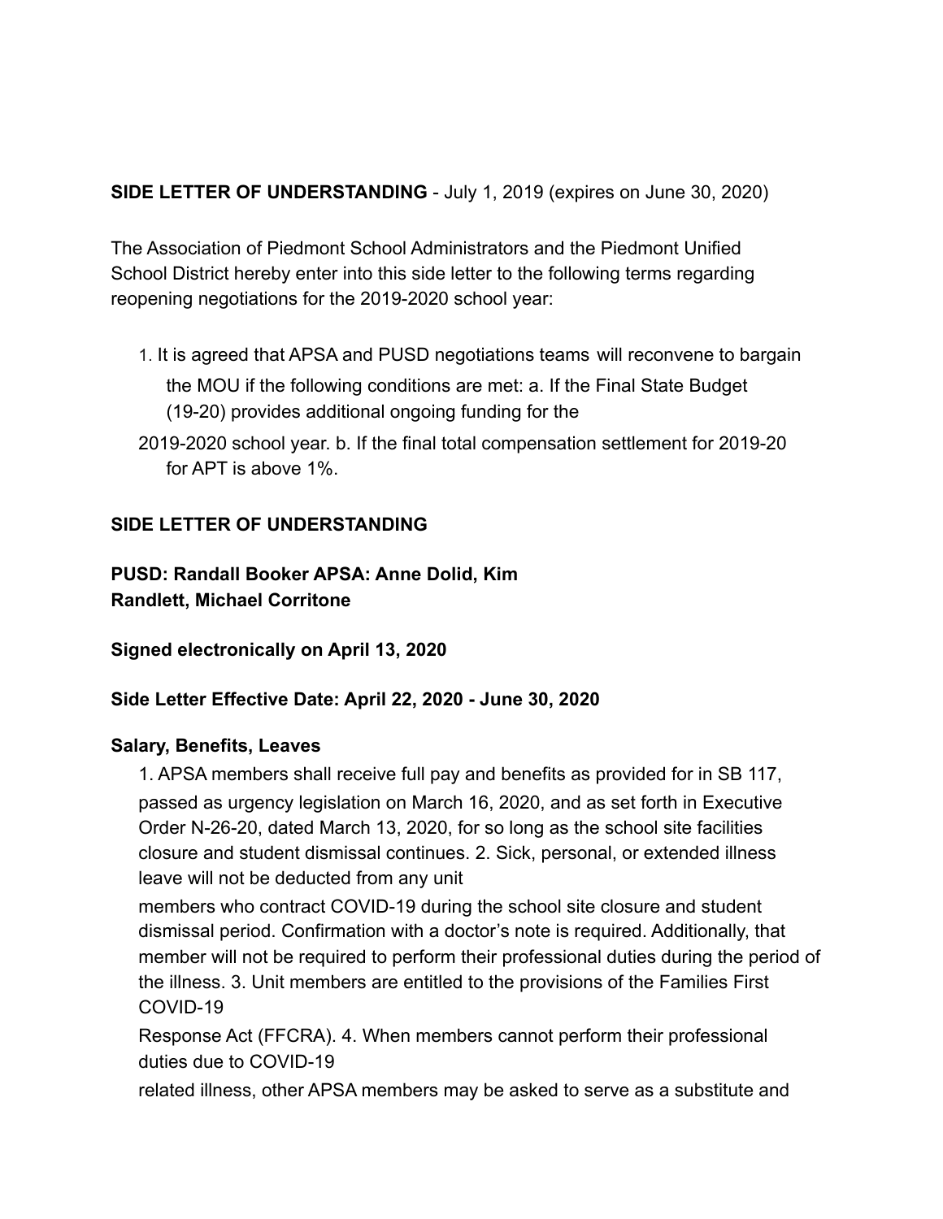**SIDE LETTER OF UNDERSTANDING** - July 1, 2019 (expires on June 30, 2020)

The Association of Piedmont School Administrators and the Piedmont Unified School District hereby enter into this side letter to the following terms regarding reopening negotiations for the 2019-2020 school year:

1. It is agreed that APSA and PUSD negotiations teams will reconvene to bargain the MOU if the following conditions are met: a. If the Final State Budget (19-20) provides additional ongoing funding for the 2019-2020 school year. b. If the final total compensation settlement for 2019-20 for APT is above 1%.

**SIDE LETTER OF UNDERSTANDING**

**PUSD: Randall Booker APSA: Anne Dolid, Kim Randlett, Michael Corritone**

**Signed electronically on April 13, 2020**

**Side Letter Effective Date: April 22, 2020 - June 30, 2020**

**Salary, Benefits, Leaves**

1. APSA members shall receive full pay and benefits as provided for in SB 117, passed as urgency legislation on March 16, 2020, and as set forth in Executive Order N-26-20, dated March 13, 2020, for so long as the school site facilities closure and student dismissal continues. 2. Sick, personal, or extended illness leave will not be deducted from any unit members who contract COVID-19 during the school site closure and student dismissal period. Confirmation with a doctor's note is required. Additionally, that member will not be required to perform their professional duties during the period of the illness. 3. Unit members are entitled to the provisions of the Families First COVID-19 Response Act (FFCRA). 4. When members cannot perform their professional duties due to COVID-19 related illness, other APSA members may be asked to serve as a substitute and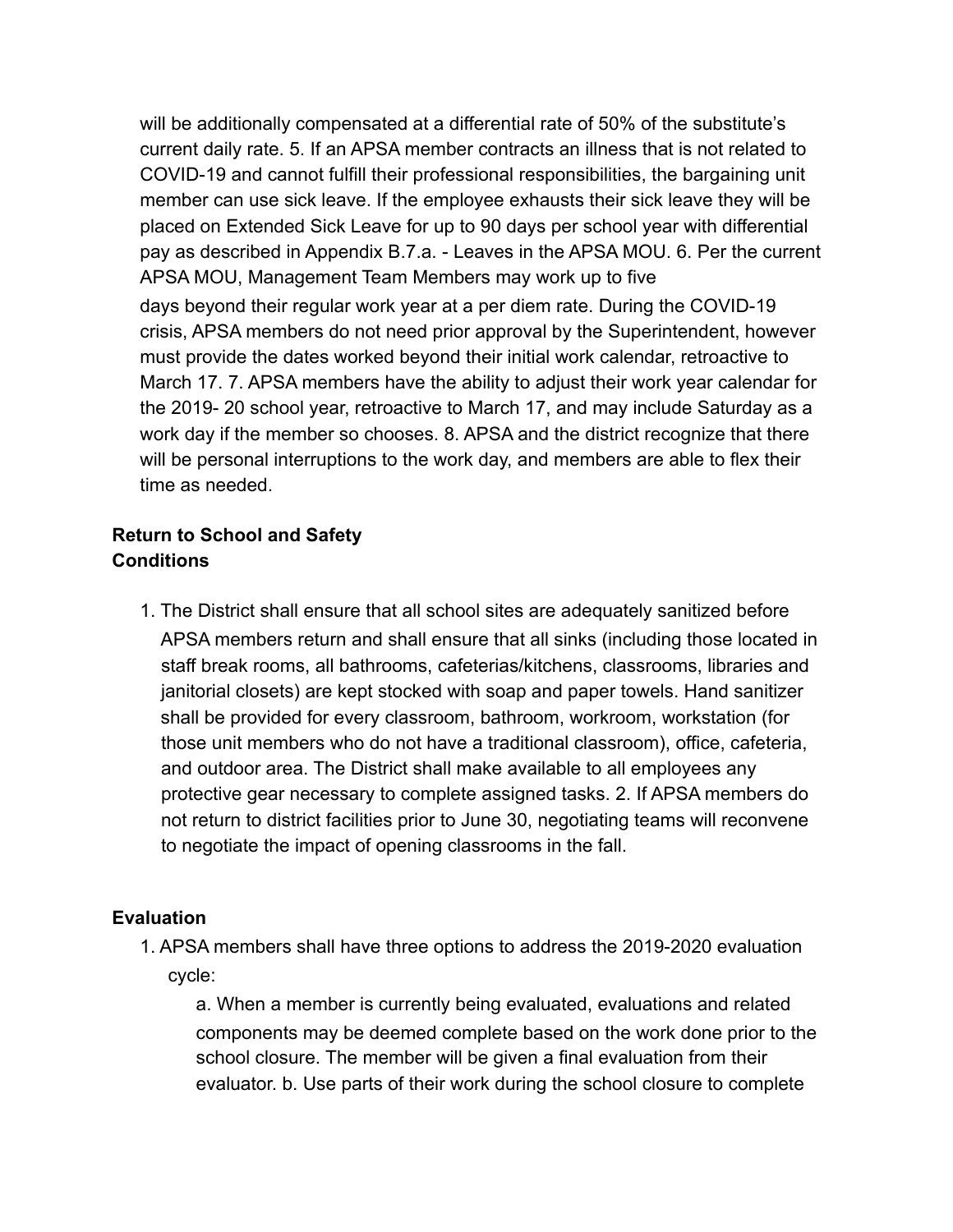will be additionally compensated at a differential rate of 50% of the substitute's current daily rate. 5. If an APSA member contracts an illness that is not related to COVID-19 and cannot fulfill their professional responsibilities, the bargaining unit member can use sick leave. If the employee exhausts their sick leave they will be placed on Extended Sick Leave for up to 90 days per school year with differential pay as described in Appendix B.7.a. - Leaves in the APSA MOU. 6. Per the current APSA MOU, Management Team Members may work up to five days beyond their regular work year at a per diem rate. During the COVID-19 crisis, APSA members do not need prior approval by the Superintendent, however must provide the dates worked beyond their initial work calendar, retroactive to March 17. 7. APSA members have the ability to adjust their work year calendar for the 2019- 20 school year, retroactive to March 17, and may include Saturday as a work day if the member so chooses. 8. APSA and the district recognize that there will be personal interruptions to the work day, and members are able to flex their time as needed.

**Return to School and Safety Conditions**

1. The District shall ensure that all school sites are adequately sanitized before APSA members return and shall ensure that all sinks (including those located in staff break rooms, all bathrooms, cafeterias/kitchens, classrooms, libraries and janitorial closets) are kept stocked with soap and paper towels. Hand sanitizer shall be provided for every classroom, bathroom, workroom, workstation (for those unit members who do not have a traditional classroom), office, cafeteria, and outdoor area. The District shall make available to all employees any protective gear necessary to complete assigned tasks. 2. If APSA members do not return to district facilities prior to June 30, negotiating teams will reconvene to negotiate the impact of opening classrooms in the fall.

**Evaluation**

1. APSA members shall have three options to address the 2019-2020 evaluation cycle:

   a. When a member is currently being evaluated, evaluations and related components may be deemed complete based on the work done prior to the school closure. The member will be given a final evaluation from their evaluator. b. Use parts of their work during the school closure to complete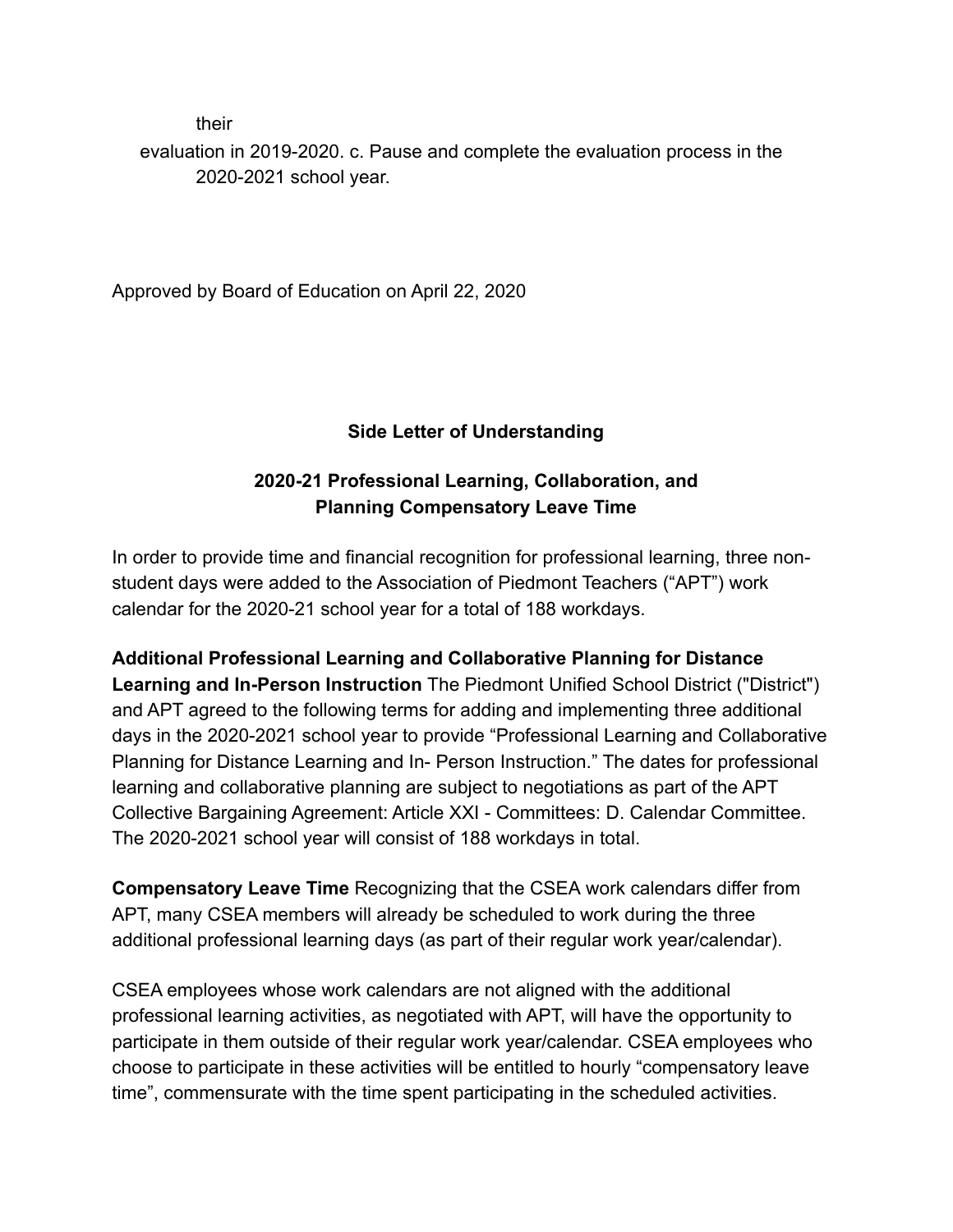their evaluation in 2019-2020. c. Pause and complete the evaluation process in the 2020-2021 school year.

Approved by Board of Education on April 22, 2020

## Side Letter of Understanding

## 2020-21 Professional Learning, Collaboration, and Planning Compensatory Leave Time

In order to provide time and financial recognition for professional learning, three non-student days were added to the Association of Piedmont Teachers ("APT") work calendar for the 2020-21 school year for a total of 188 workdays.

**Additional Professional Learning and Collaborative Planning for Distance Learning and In-Person Instruction** The Piedmont Unified School District ("District") and APT agreed to the following terms for adding and implementing three additional days in the 2020-2021 school year to provide "Professional Learning and Collaborative Planning for Distance Learning and In- Person Instruction." The dates for professional learning and collaborative planning are subject to negotiations as part of the APT Collective Bargaining Agreement: Article XXI - Committees: D. Calendar Committee. The 2020-2021 school year will consist of 188 workdays in total.

**Compensatory Leave Time** Recognizing that the CSEA work calendars differ from APT, many CSEA members will already be scheduled to work during the three additional professional learning days (as part of their regular work year/calendar).

CSEA employees whose work calendars are not aligned with the additional professional learning activities, as negotiated with APT, will have the opportunity to participate in them outside of their regular work year/calendar. CSEA employees who choose to participate in these activities will be entitled to hourly "compensatory leave time", commensurate with the time spent participating in the scheduled activities.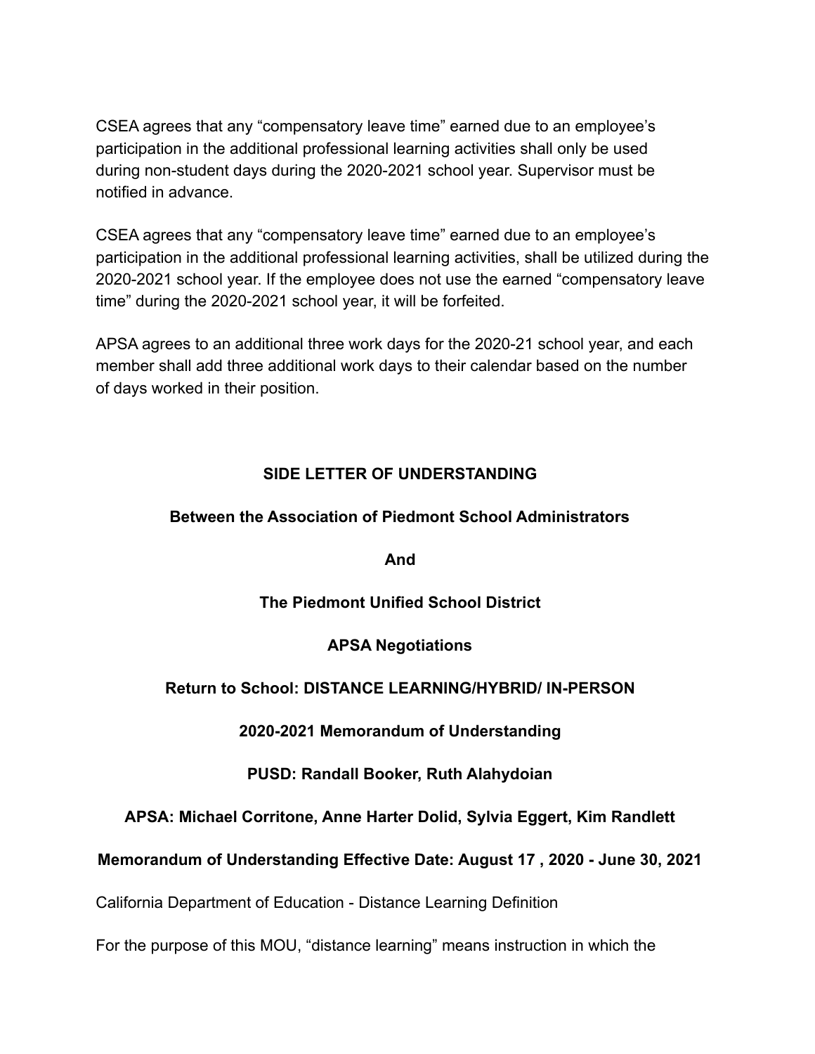CSEA agrees that any “compensatory leave time” earned due to an employee’s participation in the additional professional learning activities shall only be used during non-student days during the 2020-2021 school year. Supervisor must be notified in advance.

CSEA agrees that any “compensatory leave time” earned due to an employee’s participation in the additional professional learning activities, shall be utilized during the 2020-2021 school year. If the employee does not use the earned “compensatory leave time” during the 2020-2021 school year, it will be forfeited.

APSA agrees to an additional three work days for the 2020-21 school year, and each member shall add three additional work days to their calendar based on the number of days worked in their position.

**SIDE LETTER OF UNDERSTANDING**

**Between the Association of Piedmont School Administrators**

**And**

**The Piedmont Unified School District**

**APSA Negotiations**

**Return to School: DISTANCE LEARNING/HYBRID/ IN-PERSON**

**2020-2021 Memorandum of Understanding**

**PUSD: Randall Booker, Ruth Alahydoian**

**APSA: Michael Corritone, Anne Harter Dolid, Sylvia Eggert, Kim Randlett**

**Memorandum of Understanding Effective Date: August 17 , 2020 - June 30, 2021**

California Department of Education - Distance Learning Definition

For the purpose of this MOU, “distance learning” means instruction in which the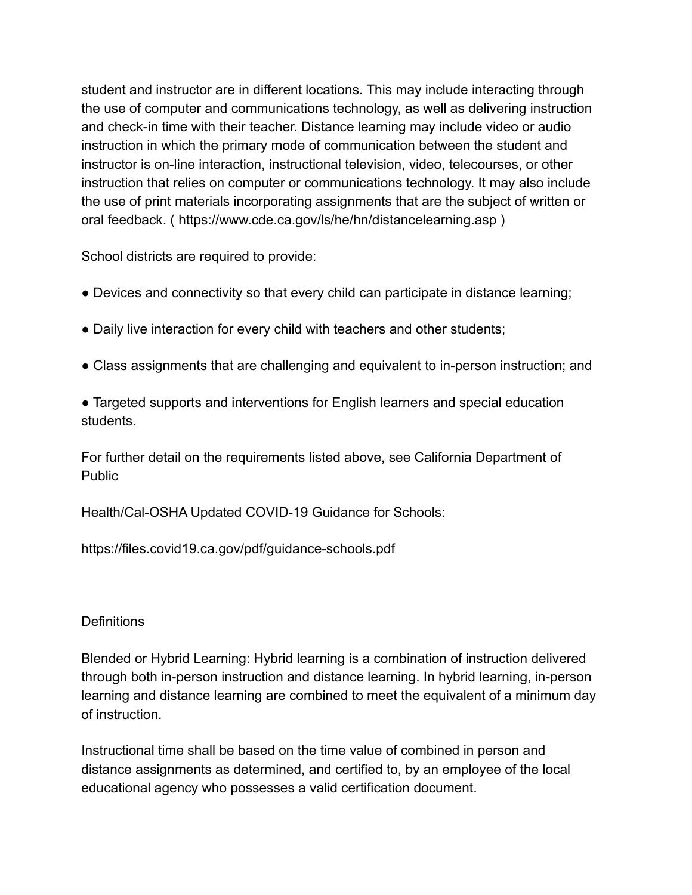student and instructor are in different locations. This may include interacting through the use of computer and communications technology, as well as delivering instruction and check-in time with their teacher. Distance learning may include video or audio instruction in which the primary mode of communication between the student and instructor is on-line interaction, instructional television, video, telecourses, or other instruction that relies on computer or communications technology. It may also include the use of print materials incorporating assignments that are the subject of written or oral feedback. ( https://www.cde.ca.gov/ls/he/hn/distancelearning.asp )

School districts are required to provide:

- Devices and connectivity so that every child can participate in distance learning;
- Daily live interaction for every child with teachers and other students;
- Class assignments that are challenging and equivalent to in-person instruction; and
- Targeted supports and interventions for English learners and special education students.

For further detail on the requirements listed above, see California Department of Public

Health/Cal-OSHA Updated COVID-19 Guidance for Schools:

https://files.covid19.ca.gov/pdf/guidance-schools.pdf

Definitions

Blended or Hybrid Learning: Hybrid learning is a combination of instruction delivered through both in-person instruction and distance learning. In hybrid learning, in-person learning and distance learning are combined to meet the equivalent of a minimum day of instruction.

Instructional time shall be based on the time value of combined in person and distance assignments as determined, and certified to, by an employee of the local educational agency who possesses a valid certification document.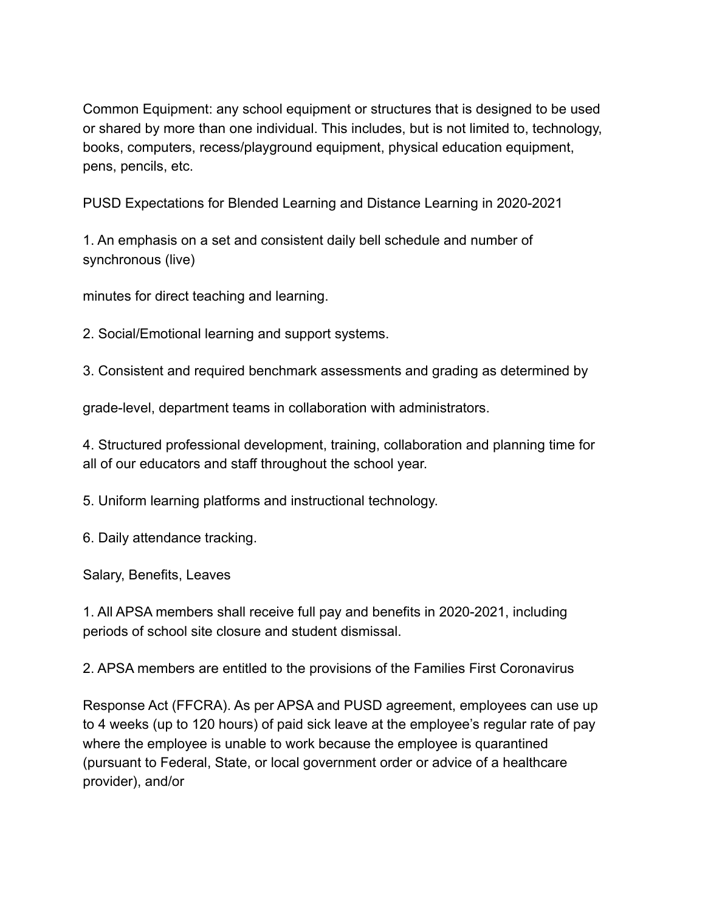Common Equipment: any school equipment or structures that is designed to be used or shared by more than one individual. This includes, but is not limited to, technology, books, computers, recess/playground equipment, physical education equipment, pens, pencils, etc.

PUSD Expectations for Blended Learning and Distance Learning in 2020-2021

1. An emphasis on a set and consistent daily bell schedule and number of synchronous (live) minutes for direct teaching and learning.

2. Social/Emotional learning and support systems.

3. Consistent and required benchmark assessments and grading as determined by grade-level, department teams in collaboration with administrators.

4. Structured professional development, training, collaboration and planning time for all of our educators and staff throughout the school year.

5. Uniform learning platforms and instructional technology.

6. Daily attendance tracking.

Salary, Benefits, Leaves

1. All APSA members shall receive full pay and benefits in 2020-2021, including periods of school site closure and student dismissal.

2. APSA members are entitled to the provisions of the Families First Coronavirus Response Act (FFCRA). As per APSA and PUSD agreement, employees can use up to 4 weeks (up to 120 hours) of paid sick leave at the employee's regular rate of pay where the employee is unable to work because the employee is quarantined (pursuant to Federal, State, or local government order or advice of a healthcare provider), and/or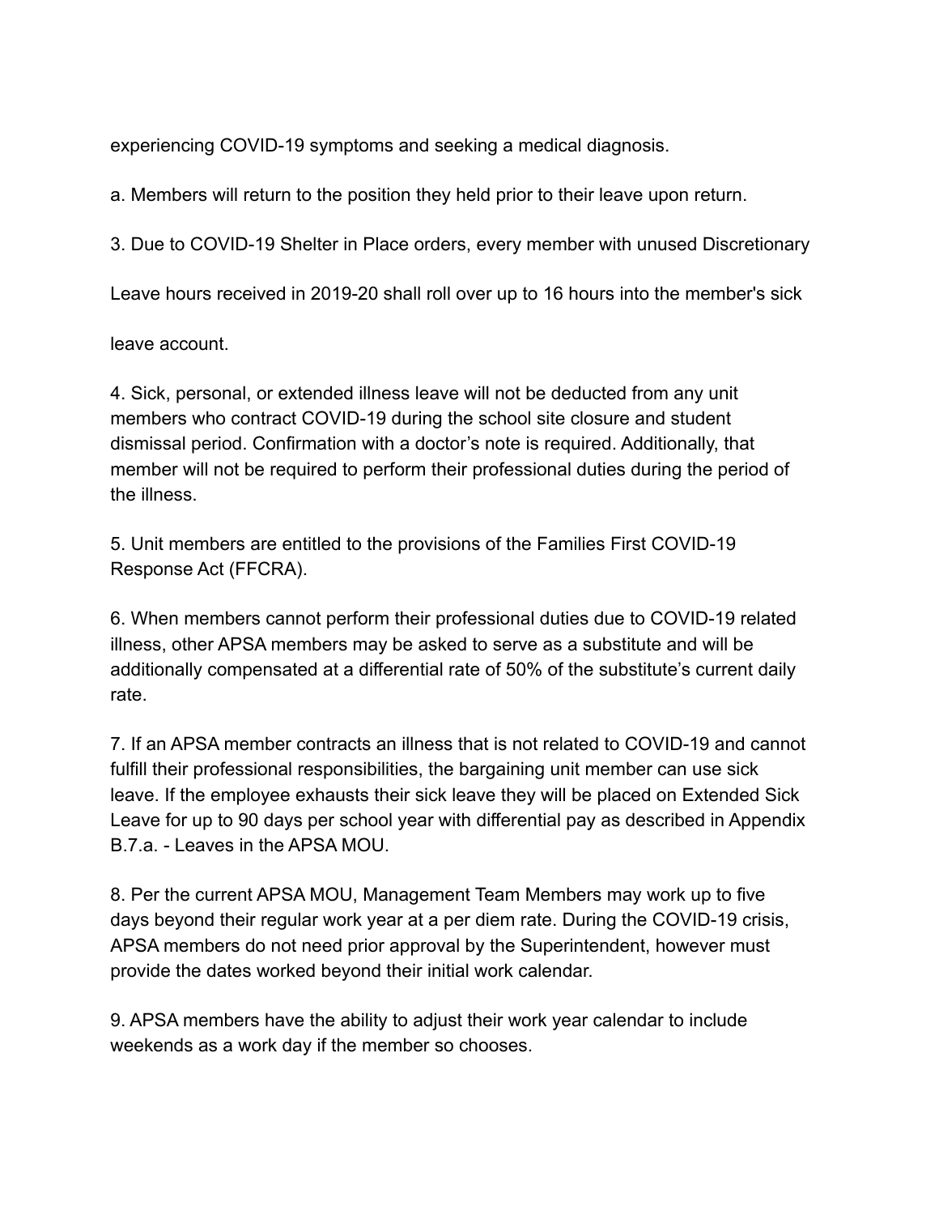experiencing COVID-19 symptoms and seeking a medical diagnosis.

a. Members will return to the position they held prior to their leave upon return.

3. Due to COVID-19 Shelter in Place orders, every member with unused Discretionary Leave hours received in 2019-20 shall roll over up to 16 hours into the member's sick leave account.

4. Sick, personal, or extended illness leave will not be deducted from any unit members who contract COVID-19 during the school site closure and student dismissal period. Confirmation with a doctor's note is required. Additionally, that member will not be required to perform their professional duties during the period of the illness.

5. Unit members are entitled to the provisions of the Families First COVID-19 Response Act (FFCRA).

6. When members cannot perform their professional duties due to COVID-19 related illness, other APSA members may be asked to serve as a substitute and will be additionally compensated at a differential rate of 50% of the substitute's current daily rate.

7. If an APSA member contracts an illness that is not related to COVID-19 and cannot fulfill their professional responsibilities, the bargaining unit member can use sick leave. If the employee exhausts their sick leave they will be placed on Extended Sick Leave for up to 90 days per school year with differential pay as described in Appendix B.7.a. - Leaves in the APSA MOU.

8. Per the current APSA MOU, Management Team Members may work up to five days beyond their regular work year at a per diem rate. During the COVID-19 crisis, APSA members do not need prior approval by the Superintendent, however must provide the dates worked beyond their initial work calendar.

9. APSA members have the ability to adjust their work year calendar to include weekends as a work day if the member so chooses.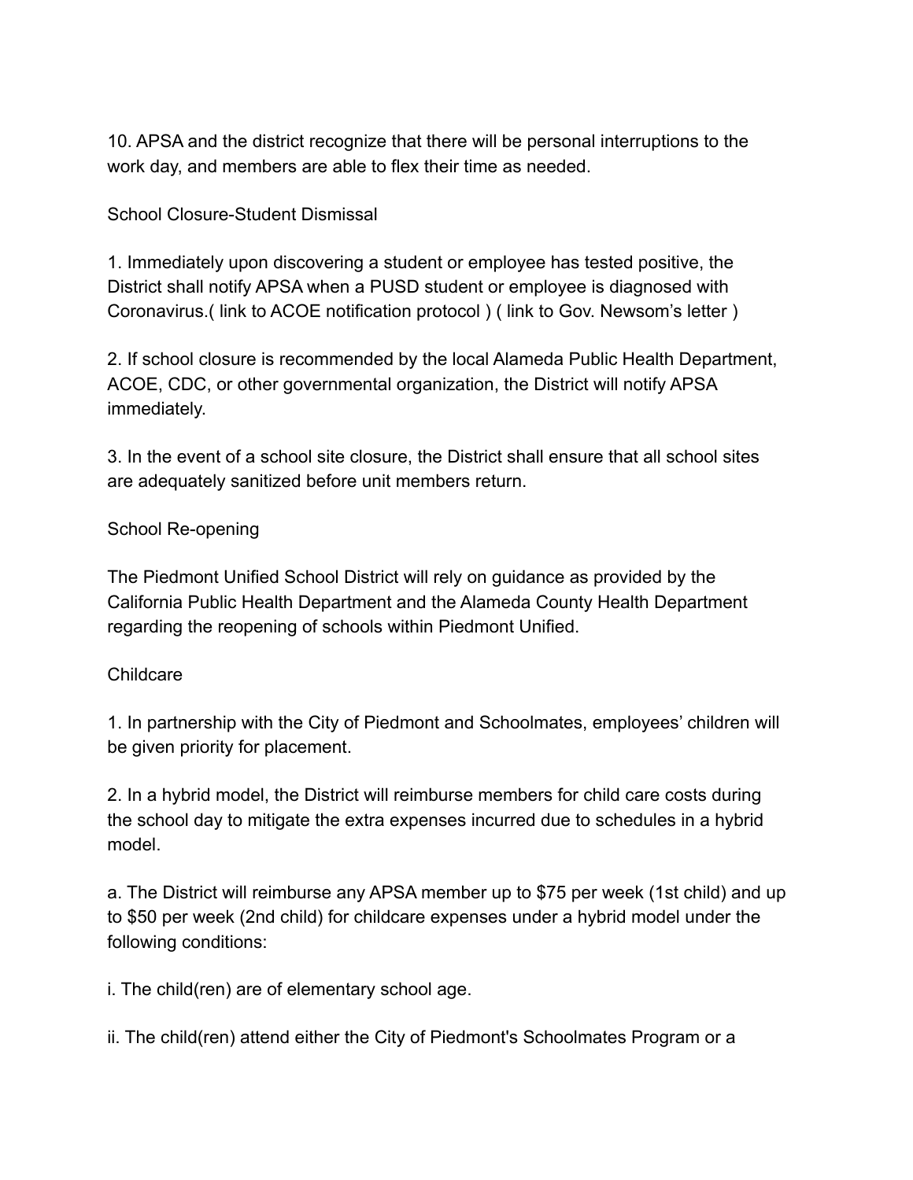10. APSA and the district recognize that there will be personal interruptions to the work day, and members are able to flex their time as needed.

School Closure-Student Dismissal

1. Immediately upon discovering a student or employee has tested positive, the District shall notify APSA when a PUSD student or employee is diagnosed with Coronavirus.( link to ACOE notification protocol ) ( link to Gov. Newsom's letter )

2. If school closure is recommended by the local Alameda Public Health Department, ACOE, CDC, or other governmental organization, the District will notify APSA immediately.

3. In the event of a school site closure, the District shall ensure that all school sites are adequately sanitized before unit members return.

School Re-opening

The Piedmont Unified School District will rely on guidance as provided by the California Public Health Department and the Alameda County Health Department regarding the reopening of schools within Piedmont Unified.

Childcare

1. In partnership with the City of Piedmont and Schoolmates, employees' children will be given priority for placement.

2. In a hybrid model, the District will reimburse members for child care costs during the school day to mitigate the extra expenses incurred due to schedules in a hybrid model.

a. The District will reimburse any APSA member up to $75 per week (1st child) and up to $50 per week (2nd child) for childcare expenses under a hybrid model under the following conditions:

i. The child(ren) are of elementary school age.

ii. The child(ren) attend either the City of Piedmont's Schoolmates Program or a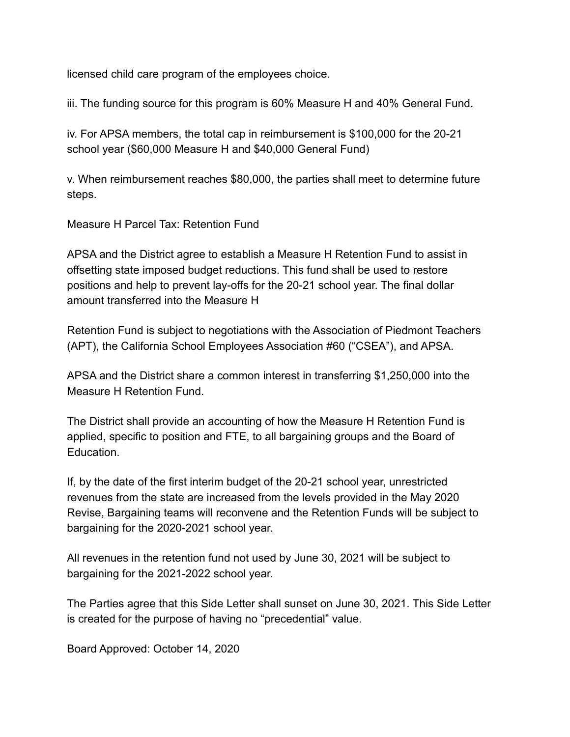licensed child care program of the employees choice.

iii. The funding source for this program is 60% Measure H and 40% General Fund.

iv. For APSA members, the total cap in reimbursement is $100,000 for the 20-21 school year ($60,000 Measure H and $40,000 General Fund)

v. When reimbursement reaches $80,000, the parties shall meet to determine future steps.

Measure H Parcel Tax: Retention Fund

APSA and the District agree to establish a Measure H Retention Fund to assist in offsetting state imposed budget reductions. This fund shall be used to restore positions and help to prevent lay-offs for the 20-21 school year. The final dollar amount transferred into the Measure H

Retention Fund is subject to negotiations with the Association of Piedmont Teachers (APT), the California School Employees Association #60 ("CSEA"), and APSA.

APSA and the District share a common interest in transferring $1,250,000 into the Measure H Retention Fund.

The District shall provide an accounting of how the Measure H Retention Fund is applied, specific to position and FTE, to all bargaining groups and the Board of Education.

If, by the date of the first interim budget of the 20-21 school year, unrestricted revenues from the state are increased from the levels provided in the May 2020 Revise, Bargaining teams will reconvene and the Retention Funds will be subject to bargaining for the 2020-2021 school year.

All revenues in the retention fund not used by June 30, 2021 will be subject to bargaining for the 2021-2022 school year.

The Parties agree that this Side Letter shall sunset on June 30, 2021. This Side Letter is created for the purpose of having no "precedential" value.

Board Approved: October 14, 2020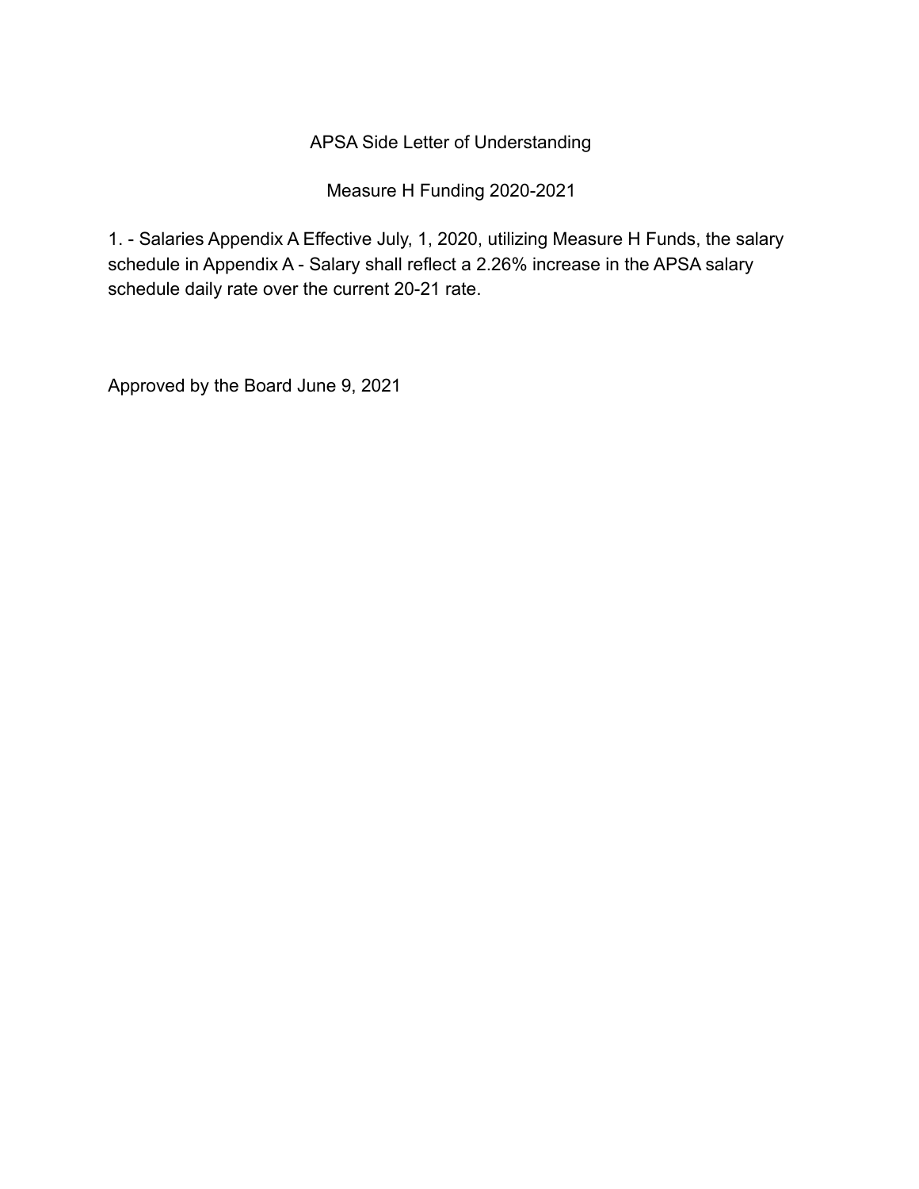APSA Side Letter of Understanding

Measure H Funding 2020-2021

1. - Salaries Appendix A Effective July, 1, 2020, utilizing Measure H Funds, the salary schedule in Appendix A - Salary shall reflect a 2.26% increase in the APSA salary schedule daily rate over the current 20-21 rate.

Approved by the Board June 9, 2021